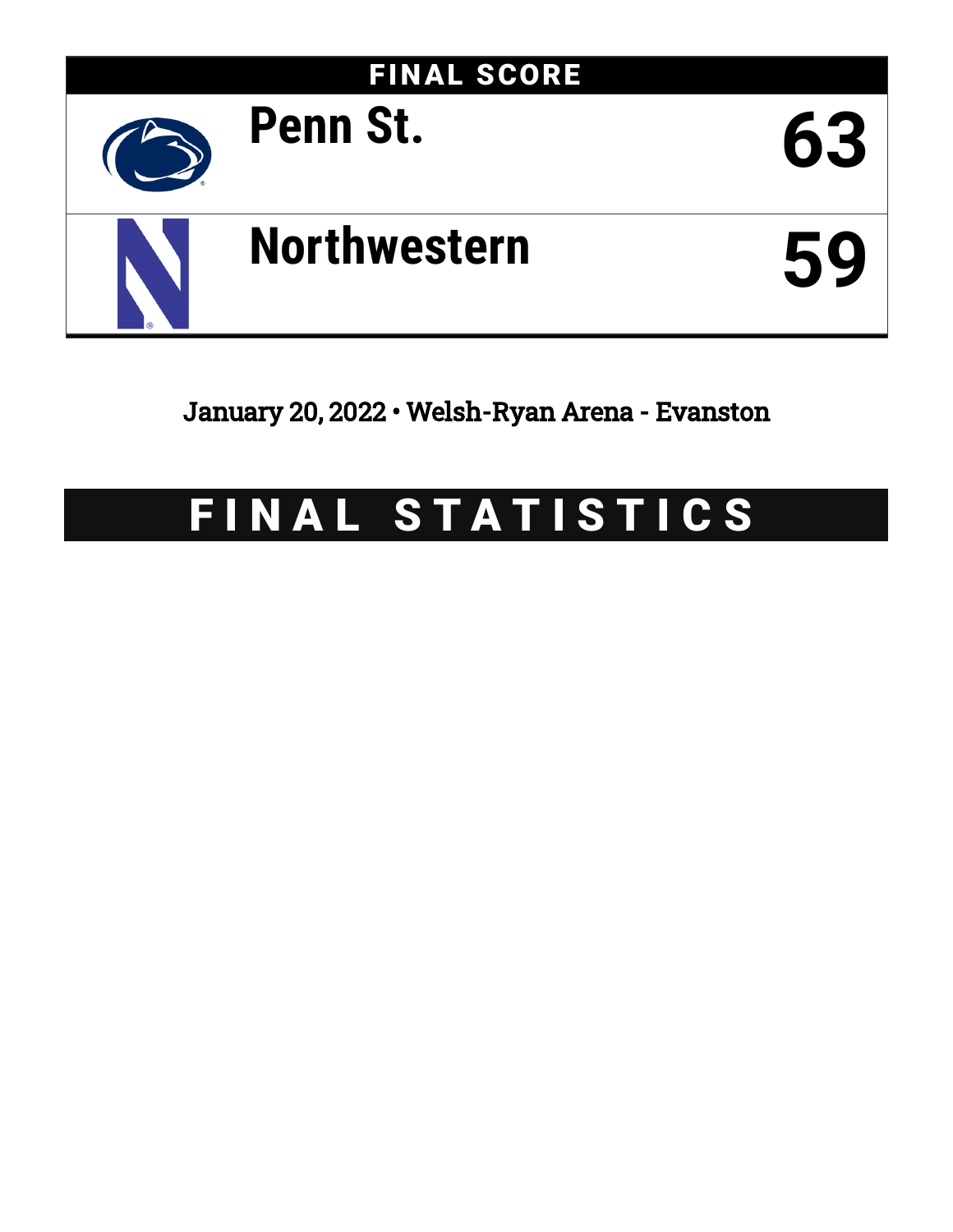# FINAL SCORE

| | |
|---|---|
| Penn St. | 63 |
| Northwestern | 59 |

January 20, 2022 • Welsh-Ryan Arena - Evanston

# FINAL STATISTICS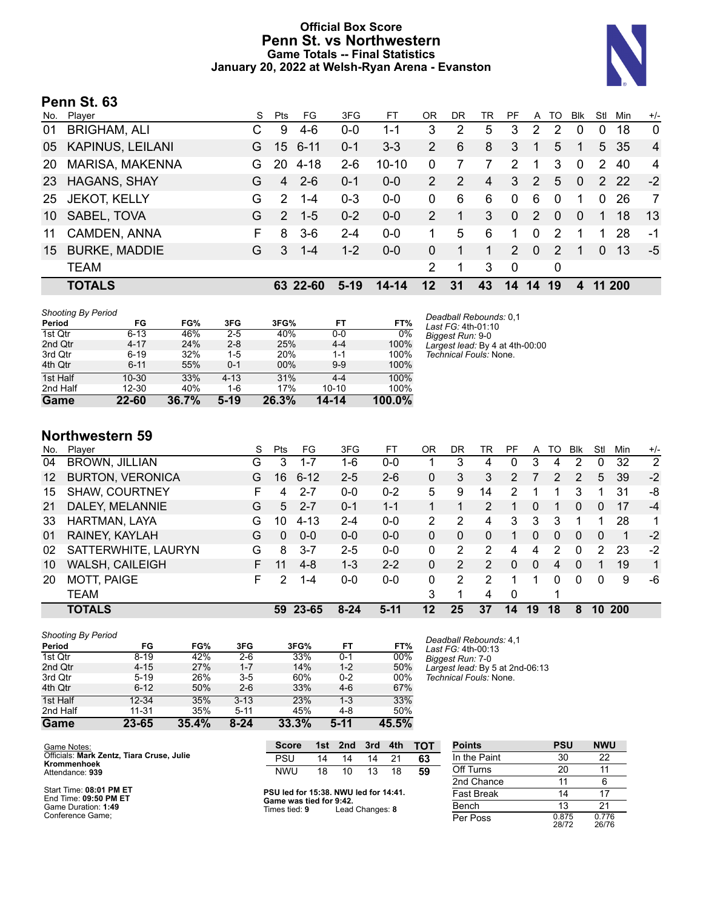# Official Box Score
# Penn St. vs Northwestern
## Game Totals -- Final Statistics
## January 20, 2022 at Welsh-Ryan Arena - Evanston

## Penn St. 63

| No. | Player | S | Pts | FG | 3FG | FT | OR | DR | TR | PF | A | TO | Blk | Stl | Min | +/- |
|---|---|---|---|---|---|---|---|---|---|---|---|---|---|---|---|---|
| 01 | BRIGHAM, ALI | C | 9 | 4-6 | 0-0 | 1-1 | 3 | 2 | 5 | 3 | 2 | 2 | 0 | 0 | 18 | 0 |
| 05 | KAPINUS, LEILANI | G | 15 | 6-11 | 0-1 | 3-3 | 2 | 6 | 8 | 3 | 1 | 5 | 1 | 5 | 35 | 4 |
| 20 | MARISA, MAKENNA | G | 20 | 4-18 | 2-6 | 10-10 | 0 | 7 | 7 | 2 | 1 | 3 | 0 | 2 | 40 | 4 |
| 23 | HAGANS, SHAY | G | 4 | 2-6 | 0-1 | 0-0 | 2 | 2 | 4 | 3 | 2 | 5 | 0 | 2 | 22 | -2 |
| 25 | JEKOT, KELLY | G | 2 | 1-4 | 0-3 | 0-0 | 0 | 6 | 6 | 0 | 6 | 0 | 1 | 0 | 26 | 7 |
| 10 | SABEL, TOVA | G | 2 | 1-5 | 0-2 | 0-0 | 2 | 1 | 3 | 0 | 2 | 0 | 0 | 1 | 18 | 13 |
| 11 | CAMDEN, ANNA | F | 8 | 3-6 | 2-4 | 0-0 | 1 | 5 | 6 | 1 | 0 | 2 | 1 | 1 | 28 | -1 |
| 15 | BURKE, MADDIE | G | 3 | 1-4 | 1-2 | 0-0 | 0 | 1 | 1 | 2 | 0 | 2 | 1 | 0 | 13 | -5 |
| | TEAM | | | | | | 2 | 1 | 3 | 0 | | 0 | | | | |
| | **TOTALS** | | **63** | **22-60** | **5-19** | **14-14** | **12** | **31** | **43** | **14** | **14** | **19** | **4** | **11** | **200** | |

*Shooting By Period*

| Period | FG | FG% | 3FG | 3FG% | FT | FT% |
|---|---|---|---|---|---|---|
| 1st Qtr | 6-13 | 46% | 2-5 | 40% | 0-0 | 0% |
| 2nd Qtr | 4-17 | 24% | 2-8 | 25% | 4-4 | 100% |
| 3rd Qtr | 6-19 | 32% | 1-5 | 20% | 1-1 | 100% |
| 4th Qtr | 6-11 | 55% | 0-1 | 00% | 9-9 | 100% |
| 1st Half | 10-30 | 33% | 4-13 | 31% | 4-4 | 100% |
| 2nd Half | 12-30 | 40% | 1-6 | 17% | 10-10 | 100% |
| **Game** | **22-60** | **36.7%** | **5-19** | **26.3%** | **14-14** | **100.0%** |

*Deadball Rebounds:* 0,1
*Last FG:* 4th-01:10
*Biggest Run:* 9-0
*Largest lead:* By 4 at 4th-00:00
*Technical Fouls:* None.

## Northwestern 59

| No. | Player | S | Pts | FG | 3FG | FT | OR | DR | TR | PF | A | TO | Blk | Stl | Min | +/- |
|---|---|---|---|---|---|---|---|---|---|---|---|---|---|---|---|---|
| 04 | BROWN, JILLIAN | G | 3 | 1-7 | 1-6 | 0-0 | 1 | 3 | 4 | 0 | 3 | 4 | 2 | 0 | 32 | 2 |
| 12 | BURTON, VERONICA | G | 16 | 6-12 | 2-5 | 2-6 | 0 | 3 | 3 | 2 | 7 | 2 | 2 | 5 | 39 | -2 |
| 15 | SHAW, COURTNEY | F | 4 | 2-7 | 0-0 | 0-2 | 5 | 9 | 14 | 2 | 1 | 1 | 3 | 1 | 31 | -8 |
| 21 | DALEY, MELANNIE | G | 5 | 2-7 | 0-1 | 1-1 | 1 | 1 | 2 | 1 | 0 | 1 | 0 | 0 | 17 | -4 |
| 33 | HARTMAN, LAYA | G | 10 | 4-13 | 2-4 | 0-0 | 2 | 2 | 4 | 3 | 3 | 3 | 1 | 1 | 28 | 1 |
| 01 | RAINEY, KAYLAH | G | 0 | 0-0 | 0-0 | 0-0 | 0 | 0 | 0 | 1 | 0 | 0 | 0 | 0 | 1 | -2 |
| 02 | SATTERWHITE, LAURYN | G | 8 | 3-7 | 2-5 | 0-0 | 0 | 2 | 2 | 4 | 4 | 2 | 0 | 2 | 23 | -2 |
| 10 | WALSH, CAILEIGH | F | 11 | 4-8 | 1-3 | 2-2 | 0 | 2 | 2 | 0 | 0 | 4 | 0 | 1 | 19 | 1 |
| 20 | MOTT, PAIGE | F | 2 | 1-4 | 0-0 | 0-0 | 0 | 2 | 2 | 1 | 1 | 0 | 0 | 0 | 9 | -6 |
| | TEAM | | | | | | 3 | 1 | 4 | 0 | | 1 | | | | |
| | **TOTALS** | | **59** | **23-65** | **8-24** | **5-11** | **12** | **25** | **37** | **14** | **19** | **18** | **8** | **10** | **200** | |

*Shooting By Period*

| Period | FG | FG% | 3FG | 3FG% | FT | FT% |
|---|---|---|---|---|---|---|
| 1st Qtr | 8-19 | 42% | 2-6 | 33% | 0-1 | 00% |
| 2nd Qtr | 4-15 | 27% | 1-7 | 14% | 1-2 | 50% |
| 3rd Qtr | 5-19 | 26% | 3-5 | 60% | 0-2 | 00% |
| 4th Qtr | 6-12 | 50% | 2-6 | 33% | 4-6 | 67% |
| 1st Half | 12-34 | 35% | 3-13 | 23% | 1-3 | 33% |
| 2nd Half | 11-31 | 35% | 5-11 | 45% | 4-8 | 50% |
| **Game** | **23-65** | **35.4%** | **8-24** | **33.3%** | **5-11** | **45.5%** |

*Deadball Rebounds:* 4,1
*Last FG:* 4th-00:13
*Biggest Run:* 7-0
*Largest lead:* By 5 at 2nd-06:13
*Technical Fouls:* None.

Game Notes:
Officials: **Mark Zentz, Tiara Cruse, Julie Krommenhoek**
Attendance: **939**

Start Time: **08:01 PM ET**
End Time: **09:50 PM ET**
Game Duration: **1:49**
Conference Game;

| Score | 1st | 2nd | 3rd | 4th | TOT |
|---|---|---|---|---|---|
| PSU | 14 | 14 | 14 | 21 | **63** |
| NWU | 18 | 10 | 13 | 18 | **59** |

**PSU led for 15:38. NWU led for 14:41.**
**Game was tied for 9:42.**
Times tied: **9** Lead Changes: **8**

| Points | PSU | NWU |
|---|---|---|
| In the Paint | 30 | 22 |
| Off Turns | 20 | 11 |
| 2nd Chance | 11 | 6 |
| Fast Break | 14 | 17 |
| Bench | 13 | 21 |
| Per Poss | 0.875 28/72 | 0.776 26/76 |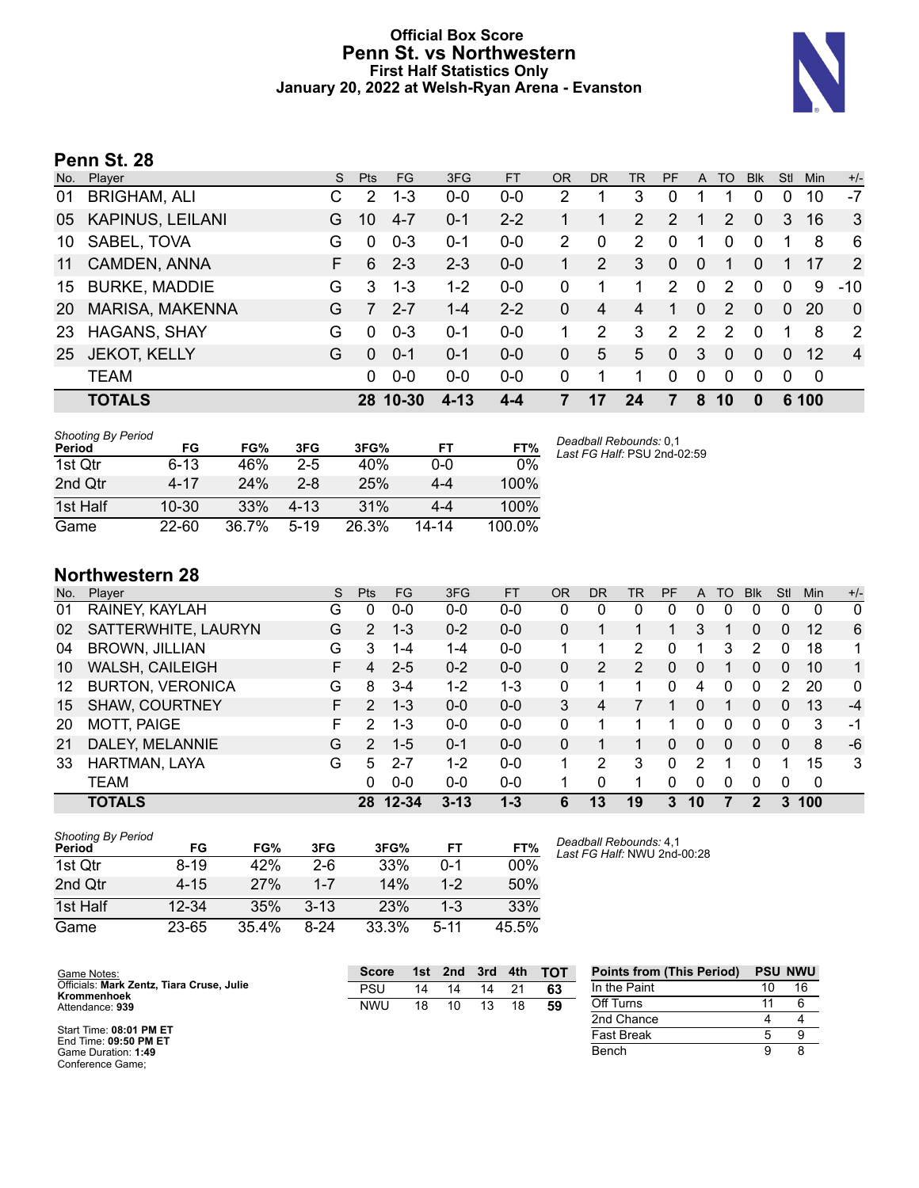# Official Box Score
## Penn St. vs Northwestern
### First Half Statistics Only
### January 20, 2022 at Welsh-Ryan Arena - Evanston

## Penn St. 28

| No. | Player | S | Pts | FG | 3FG | FT | OR | DR | TR | PF | A | TO | Blk | Stl | Min | +/- |
|---|---|---|---|---|---|---|---|---|---|---|---|---|---|---|---|---|
| 01 | BRIGHAM, ALI | C | 2 | 1-3 | 0-0 | 0-0 | 2 | 1 | 3 | 0 | 1 | 1 | 0 | 0 | 10 | -7 |
| 05 | KAPINUS, LEILANI | G | 10 | 4-7 | 0-1 | 2-2 | 1 | 1 | 2 | 2 | 1 | 2 | 0 | 3 | 16 | 3 |
| 10 | SABEL, TOVA | G | 0 | 0-3 | 0-1 | 0-0 | 2 | 0 | 2 | 0 | 1 | 0 | 0 | 1 | 8 | 6 |
| 11 | CAMDEN, ANNA | F | 6 | 2-3 | 2-3 | 0-0 | 1 | 2 | 3 | 0 | 0 | 1 | 0 | 1 | 17 | 2 |
| 15 | BURKE, MADDIE | G | 3 | 1-3 | 1-2 | 0-0 | 0 | 1 | 1 | 2 | 0 | 2 | 0 | 0 | 9 | -10 |
| 20 | MARISA, MAKENNA | G | 7 | 2-7 | 1-4 | 2-2 | 0 | 4 | 4 | 1 | 0 | 2 | 0 | 0 | 20 | 0 |
| 23 | HAGANS, SHAY | G | 0 | 0-3 | 0-1 | 0-0 | 1 | 2 | 3 | 2 | 2 | 2 | 0 | 1 | 8 | 2 |
| 25 | JEKOT, KELLY | G | 0 | 0-1 | 0-1 | 0-0 | 0 | 5 | 5 | 0 | 3 | 0 | 0 | 0 | 12 | 4 |
| | TEAM | | 0 | 0-0 | 0-0 | 0-0 | 0 | 1 | 1 | 0 | 0 | 0 | 0 | 0 | 0 | |
| | **TOTALS** | | **28** | **10-30** | **4-13** | **4-4** | **7** | **17** | **24** | **7** | **8** | **10** | **0** | **6** | **100** | |

*Shooting By Period*

| Period | FG | FG% | 3FG | 3FG% | FT | FT% |
|---|---|---|---|---|---|---|
| 1st Qtr | 6-13 | 46% | 2-5 | 40% | 0-0 | 0% |
| 2nd Qtr | 4-17 | 24% | 2-8 | 25% | 4-4 | 100% |
| 1st Half | 10-30 | 33% | 4-13 | 31% | 4-4 | 100% |
| Game | 22-60 | 36.7% | 5-19 | 26.3% | 14-14 | 100.0% |

*Deadball Rebounds:* 0,1
*Last FG Half:* PSU 2nd-02:59

## Northwestern 28

| No. | Player | S | Pts | FG | 3FG | FT | OR | DR | TR | PF | A | TO | Blk | Stl | Min | +/- |
|---|---|---|---|---|---|---|---|---|---|---|---|---|---|---|---|---|
| 01 | RAINEY, KAYLAH | G | 0 | 0-0 | 0-0 | 0-0 | 0 | 0 | 0 | 0 | 0 | 0 | 0 | 0 | 0 | 0 |
| 02 | SATTERWHITE, LAURYN | G | 2 | 1-3 | 0-2 | 0-0 | 0 | 1 | 1 | 1 | 3 | 1 | 0 | 0 | 12 | 6 |
| 04 | BROWN, JILLIAN | G | 3 | 1-4 | 1-4 | 0-0 | 1 | 1 | 2 | 0 | 1 | 3 | 2 | 0 | 18 | 1 |
| 10 | WALSH, CAILEIGH | F | 4 | 2-5 | 0-2 | 0-0 | 0 | 2 | 2 | 0 | 0 | 1 | 0 | 0 | 10 | 1 |
| 12 | BURTON, VERONICA | G | 8 | 3-4 | 1-2 | 1-3 | 0 | 1 | 1 | 0 | 4 | 0 | 0 | 2 | 20 | 0 |
| 15 | SHAW, COURTNEY | F | 2 | 1-3 | 0-0 | 0-0 | 3 | 4 | 7 | 1 | 0 | 1 | 0 | 0 | 13 | -4 |
| 20 | MOTT, PAIGE | F | 2 | 1-3 | 0-0 | 0-0 | 0 | 1 | 1 | 1 | 0 | 0 | 0 | 0 | 3 | -1 |
| 21 | DALEY, MELANNIE | G | 2 | 1-5 | 0-1 | 0-0 | 0 | 1 | 1 | 0 | 0 | 0 | 0 | 0 | 8 | -6 |
| 33 | HARTMAN, LAYA | G | 5 | 2-7 | 1-2 | 0-0 | 1 | 2 | 3 | 0 | 2 | 1 | 0 | 1 | 15 | 3 |
| | TEAM | | 0 | 0-0 | 0-0 | 0-0 | 1 | 0 | 1 | 0 | 0 | 0 | 0 | 0 | 0 | |
| | **TOTALS** | | **28** | **12-34** | **3-13** | **1-3** | **6** | **13** | **19** | **3** | **10** | **7** | **2** | **3** | **100** | |

*Shooting By Period*

| Period | FG | FG% | 3FG | 3FG% | FT | FT% |
|---|---|---|---|---|---|---|
| 1st Qtr | 8-19 | 42% | 2-6 | 33% | 0-1 | 00% |
| 2nd Qtr | 4-15 | 27% | 1-7 | 14% | 1-2 | 50% |
| 1st Half | 12-34 | 35% | 3-13 | 23% | 1-3 | 33% |
| Game | 23-65 | 35.4% | 8-24 | 33.3% | 5-11 | 45.5% |

*Deadball Rebounds:* 4,1
*Last FG Half:* NWU 2nd-00:28

Game Notes:
Officials: **Mark Zentz, Tiara Cruse, Julie Krommenhoek**
Attendance: **939**

Start Time: **08:01 PM ET**
End Time: **09:50 PM ET**
Game Duration: **1:49**
Conference Game;

| Score | 1st | 2nd | 3rd | 4th | TOT |
|---|---|---|---|---|---|
| PSU | 14 | 14 | 14 | 21 | **63** |
| NWU | 18 | 10 | 13 | 18 | **59** |

| Points from (This Period) | PSU | NWU |
|---|---|---|
| In the Paint | 10 | 16 |
| Off Turns | 11 | 6 |
| 2nd Chance | 4 | 4 |
| Fast Break | 5 | 9 |
| Bench | 9 | 8 |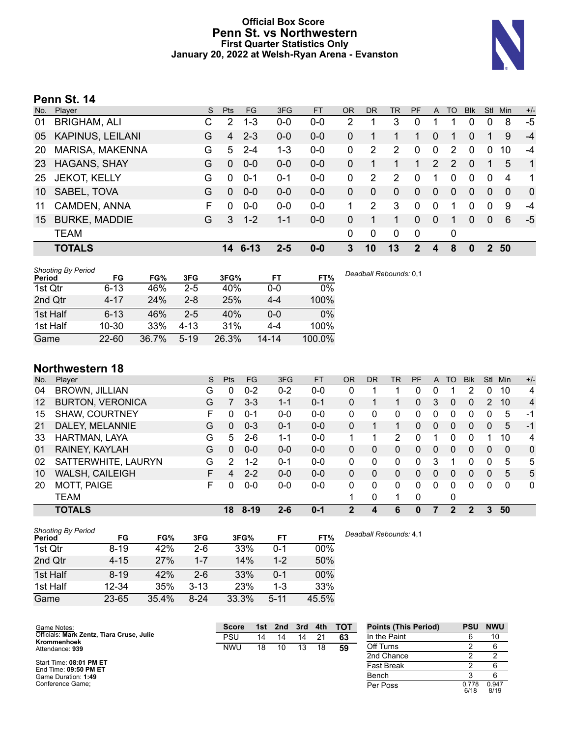# Official Box Score
## Penn St. vs Northwestern
### First Quarter Statistics Only
### January 20, 2022 at Welsh-Ryan Arena - Evanston

## Penn St. 14

| No. | Player | S | Pts | FG | 3FG | FT | OR | DR | TR | PF | A | TO | Blk | Stl | Min | +/- |
|---|---|---|---|---|---|---|---|---|---|---|---|---|---|---|---|---|
| 01 | BRIGHAM, ALI | C | 2 | 1-3 | 0-0 | 0-0 | 2 | 1 | 3 | 0 | 1 | 1 | 0 | 0 | 8 | -5 |
| 05 | KAPINUS, LEILANI | G | 4 | 2-3 | 0-0 | 0-0 | 0 | 1 | 1 | 1 | 0 | 1 | 0 | 1 | 9 | -4 |
| 20 | MARISA, MAKENNA | G | 5 | 2-4 | 1-3 | 0-0 | 0 | 2 | 2 | 0 | 0 | 2 | 0 | 0 | 10 | -4 |
| 23 | HAGANS, SHAY | G | 0 | 0-0 | 0-0 | 0-0 | 0 | 1 | 1 | 1 | 2 | 2 | 0 | 1 | 5 | 1 |
| 25 | JEKOT, KELLY | G | 0 | 0-1 | 0-1 | 0-0 | 0 | 2 | 2 | 0 | 1 | 0 | 0 | 0 | 4 | 1 |
| 10 | SABEL, TOVA | G | 0 | 0-0 | 0-0 | 0-0 | 0 | 0 | 0 | 0 | 0 | 0 | 0 | 0 | 0 | 0 |
| 11 | CAMDEN, ANNA | F | 0 | 0-0 | 0-0 | 0-0 | 1 | 2 | 3 | 0 | 0 | 1 | 0 | 0 | 9 | -4 |
| 15 | BURKE, MADDIE | G | 3 | 1-2 | 1-1 | 0-0 | 0 | 1 | 1 | 0 | 0 | 1 | 0 | 0 | 6 | -5 |
| | TEAM | | | | | | 0 | 0 | 0 | 0 | | 0 | | | | |
| | **TOTALS** | | **14** | **6-13** | **2-5** | **0-0** | **3** | **10** | **13** | **2** | **4** | **8** | **0** | **2** | **50** | |

*Shooting By Period*

| Period | FG | FG% | 3FG | 3FG% | FT | FT% |
|---|---|---|---|---|---|---|
| 1st Qtr | 6-13 | 46% | 2-5 | 40% | 0-0 | 0% |
| 2nd Qtr | 4-17 | 24% | 2-8 | 25% | 4-4 | 100% |
| 1st Half | 6-13 | 46% | 2-5 | 40% | 0-0 | 0% |
| 1st Half | 10-30 | 33% | 4-13 | 31% | 4-4 | 100% |
| Game | 22-60 | 36.7% | 5-19 | 26.3% | 14-14 | 100.0% |

*Deadball Rebounds:* 0,1

## Northwestern 18

| No. | Player | S | Pts | FG | 3FG | FT | OR | DR | TR | PF | A | TO | Blk | Stl | Min | +/- |
|---|---|---|---|---|---|---|---|---|---|---|---|---|---|---|---|---|
| 04 | BROWN, JILLIAN | G | 0 | 0-2 | 0-2 | 0-0 | 0 | 1 | 1 | 0 | 0 | 1 | 2 | 0 | 10 | 4 |
| 12 | BURTON, VERONICA | G | 7 | 3-3 | 1-1 | 0-1 | 0 | 1 | 1 | 0 | 3 | 0 | 0 | 2 | 10 | 4 |
| 15 | SHAW, COURTNEY | F | 0 | 0-1 | 0-0 | 0-0 | 0 | 0 | 0 | 0 | 0 | 0 | 0 | 0 | 5 | -1 |
| 21 | DALEY, MELANNIE | G | 0 | 0-3 | 0-1 | 0-0 | 0 | 1 | 1 | 0 | 0 | 0 | 0 | 0 | 5 | -1 |
| 33 | HARTMAN, LAYA | G | 5 | 2-6 | 1-1 | 0-0 | 1 | 1 | 2 | 0 | 1 | 0 | 0 | 1 | 10 | 4 |
| 01 | RAINEY, KAYLAH | G | 0 | 0-0 | 0-0 | 0-0 | 0 | 0 | 0 | 0 | 0 | 0 | 0 | 0 | 0 | 0 |
| 02 | SATTERWHITE, LAURYN | G | 2 | 1-2 | 0-1 | 0-0 | 0 | 0 | 0 | 0 | 3 | 1 | 0 | 0 | 5 | 5 |
| 10 | WALSH, CAILEIGH | F | 4 | 2-2 | 0-0 | 0-0 | 0 | 0 | 0 | 0 | 0 | 0 | 0 | 0 | 5 | 5 |
| 20 | MOTT, PAIGE | F | 0 | 0-0 | 0-0 | 0-0 | 0 | 0 | 0 | 0 | 0 | 0 | 0 | 0 | 0 | 0 |
| | TEAM | | | | | | 1 | 0 | 1 | 0 | | 0 | | | | |
| | **TOTALS** | | **18** | **8-19** | **2-6** | **0-1** | **2** | **4** | **6** | **0** | **7** | **2** | **2** | **3** | **50** | |

*Shooting By Period*

| Period | FG | FG% | 3FG | 3FG% | FT | FT% |
|---|---|---|---|---|---|---|
| 1st Qtr | 8-19 | 42% | 2-6 | 33% | 0-1 | 00% |
| 2nd Qtr | 4-15 | 27% | 1-7 | 14% | 1-2 | 50% |
| 1st Half | 8-19 | 42% | 2-6 | 33% | 0-1 | 00% |
| 1st Half | 12-34 | 35% | 3-13 | 23% | 1-3 | 33% |
| Game | 23-65 | 35.4% | 8-24 | 33.3% | 5-11 | 45.5% |

*Deadball Rebounds:* 4,1

Game Notes:
Officials: **Mark Zentz, Tiara Cruse, Julie Krommenhoek**
Attendance: **939**

Start Time: **08:01 PM ET**
End Time: **09:50 PM ET**
Game Duration: **1:49**
Conference Game;

| Score | 1st | 2nd | 3rd | 4th | TOT |
|---|---|---|---|---|---|
| PSU | 14 | 14 | 14 | 21 | **63** |
| NWU | 18 | 10 | 13 | 18 | **59** |

| Points (This Period) | PSU | NWU |
|---|---|---|
| In the Paint | 6 | 10 |
| Off Turns | 2 | 6 |
| 2nd Chance | 2 | 2 |
| Fast Break | 2 | 6 |
| Bench | 3 | 6 |
| Per Poss | 0.778 6/18 | 0.947 8/19 |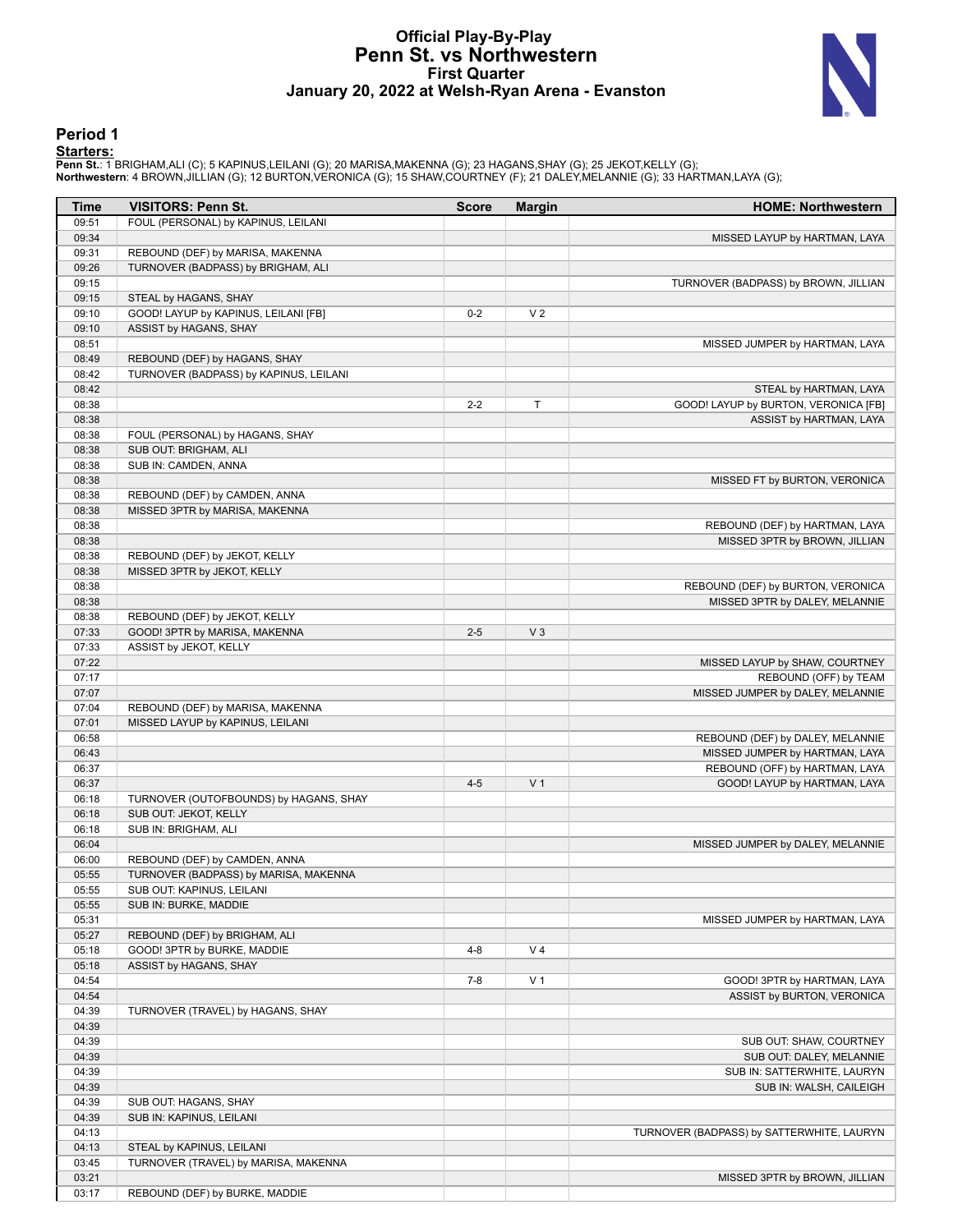# Official Play-By-Play
# Penn St. vs Northwestern
## First Quarter
## January 20, 2022 at Welsh-Ryan Arena - Evanston

### Period 1

**Starters:**

**Penn St.**: 1 BRIGHAM,ALI (C); 5 KAPINUS,LEILANI (G); 20 MARISA,MAKENNA (G); 23 HAGANS,SHAY (G); 25 JEKOT,KELLY (G);
**Northwestern**: 4 BROWN,JILLIAN (G); 12 BURTON,VERONICA (G); 15 SHAW,COURTNEY (F); 21 DALEY,MELANNIE (G); 33 HARTMAN,LAYA (G);

| Time | VISITORS: Penn St. | Score | Margin | HOME: Northwestern |
|---|---|---|---|---|
| 09:51 | FOUL (PERSONAL) by KAPINUS, LEILANI | | | |
| 09:34 | | | | MISSED LAYUP by HARTMAN, LAYA |
| 09:31 | REBOUND (DEF) by MARISA, MAKENNA | | | |
| 09:26 | TURNOVER (BADPASS) by BRIGHAM, ALI | | | |
| 09:15 | | | | TURNOVER (BADPASS) by BROWN, JILLIAN |
| 09:15 | STEAL by HAGANS, SHAY | | | |
| 09:10 | GOOD! LAYUP by KAPINUS, LEILANI [FB] | 0-2 | V 2 | |
| 09:10 | ASSIST by HAGANS, SHAY | | | |
| 08:51 | | | | MISSED JUMPER by HARTMAN, LAYA |
| 08:49 | REBOUND (DEF) by HAGANS, SHAY | | | |
| 08:42 | TURNOVER (BADPASS) by KAPINUS, LEILANI | | | |
| 08:42 | | | | STEAL by HARTMAN, LAYA |
| 08:38 | | 2-2 | T | GOOD! LAYUP by BURTON, VERONICA [FB] |
| 08:38 | | | | ASSIST by HARTMAN, LAYA |
| 08:38 | FOUL (PERSONAL) by HAGANS, SHAY | | | |
| 08:38 | SUB OUT: BRIGHAM, ALI | | | |
| 08:38 | SUB IN: CAMDEN, ANNA | | | |
| 08:38 | | | | MISSED FT by BURTON, VERONICA |
| 08:38 | REBOUND (DEF) by CAMDEN, ANNA | | | |
| 08:38 | MISSED 3PTR by MARISA, MAKENNA | | | |
| 08:38 | | | | REBOUND (DEF) by HARTMAN, LAYA |
| 08:38 | | | | MISSED 3PTR by BROWN, JILLIAN |
| 08:38 | REBOUND (DEF) by JEKOT, KELLY | | | |
| 08:38 | MISSED 3PTR by JEKOT, KELLY | | | |
| 08:38 | | | | REBOUND (DEF) by BURTON, VERONICA |
| 08:38 | | | | MISSED 3PTR by DALEY, MELANNIE |
| 08:38 | REBOUND (DEF) by JEKOT, KELLY | | | |
| 07:33 | GOOD! 3PTR by MARISA, MAKENNA | 2-5 | V 3 | |
| 07:33 | ASSIST by JEKOT, KELLY | | | |
| 07:22 | | | | MISSED LAYUP by SHAW, COURTNEY |
| 07:17 | | | | REBOUND (OFF) by TEAM |
| 07:07 | | | | MISSED JUMPER by DALEY, MELANNIE |
| 07:04 | REBOUND (DEF) by MARISA, MAKENNA | | | |
| 07:01 | MISSED LAYUP by KAPINUS, LEILANI | | | |
| 06:58 | | | | REBOUND (DEF) by DALEY, MELANNIE |
| 06:43 | | | | MISSED JUMPER by HARTMAN, LAYA |
| 06:37 | | | | REBOUND (OFF) by HARTMAN, LAYA |
| 06:37 | | 4-5 | V 1 | GOOD! LAYUP by HARTMAN, LAYA |
| 06:18 | TURNOVER (OUTOFBOUNDS) by HAGANS, SHAY | | | |
| 06:18 | SUB OUT: JEKOT, KELLY | | | |
| 06:18 | SUB IN: BRIGHAM, ALI | | | |
| 06:04 | | | | MISSED JUMPER by DALEY, MELANNIE |
| 06:00 | REBOUND (DEF) by CAMDEN, ANNA | | | |
| 05:55 | TURNOVER (BADPASS) by MARISA, MAKENNA | | | |
| 05:55 | SUB OUT: KAPINUS, LEILANI | | | |
| 05:55 | SUB IN: BURKE, MADDIE | | | |
| 05:31 | | | | MISSED JUMPER by HARTMAN, LAYA |
| 05:27 | REBOUND (DEF) by BRIGHAM, ALI | | | |
| 05:18 | GOOD! 3PTR by BURKE, MADDIE | 4-8 | V 4 | |
| 05:18 | ASSIST by HAGANS, SHAY | | | |
| 04:54 | | 7-8 | V 1 | GOOD! 3PTR by HARTMAN, LAYA |
| 04:54 | | | | ASSIST by BURTON, VERONICA |
| 04:39 | TURNOVER (TRAVEL) by HAGANS, SHAY | | | |
| 04:39 | | | | |
| 04:39 | | | | SUB OUT: SHAW, COURTNEY |
| 04:39 | | | | SUB OUT: DALEY, MELANNIE |
| 04:39 | | | | SUB IN: SATTERWHITE, LAURYN |
| 04:39 | | | | SUB IN: WALSH, CAILEIGH |
| 04:39 | SUB OUT: HAGANS, SHAY | | | |
| 04:39 | SUB IN: KAPINUS, LEILANI | | | |
| 04:13 | | | | TURNOVER (BADPASS) by SATTERWHITE, LAURYN |
| 04:13 | STEAL by KAPINUS, LEILANI | | | |
| 03:45 | TURNOVER (TRAVEL) by MARISA, MAKENNA | | | |
| 03:21 | | | | MISSED 3PTR by BROWN, JILLIAN |
| 03:17 | REBOUND (DEF) by BURKE, MADDIE | | | |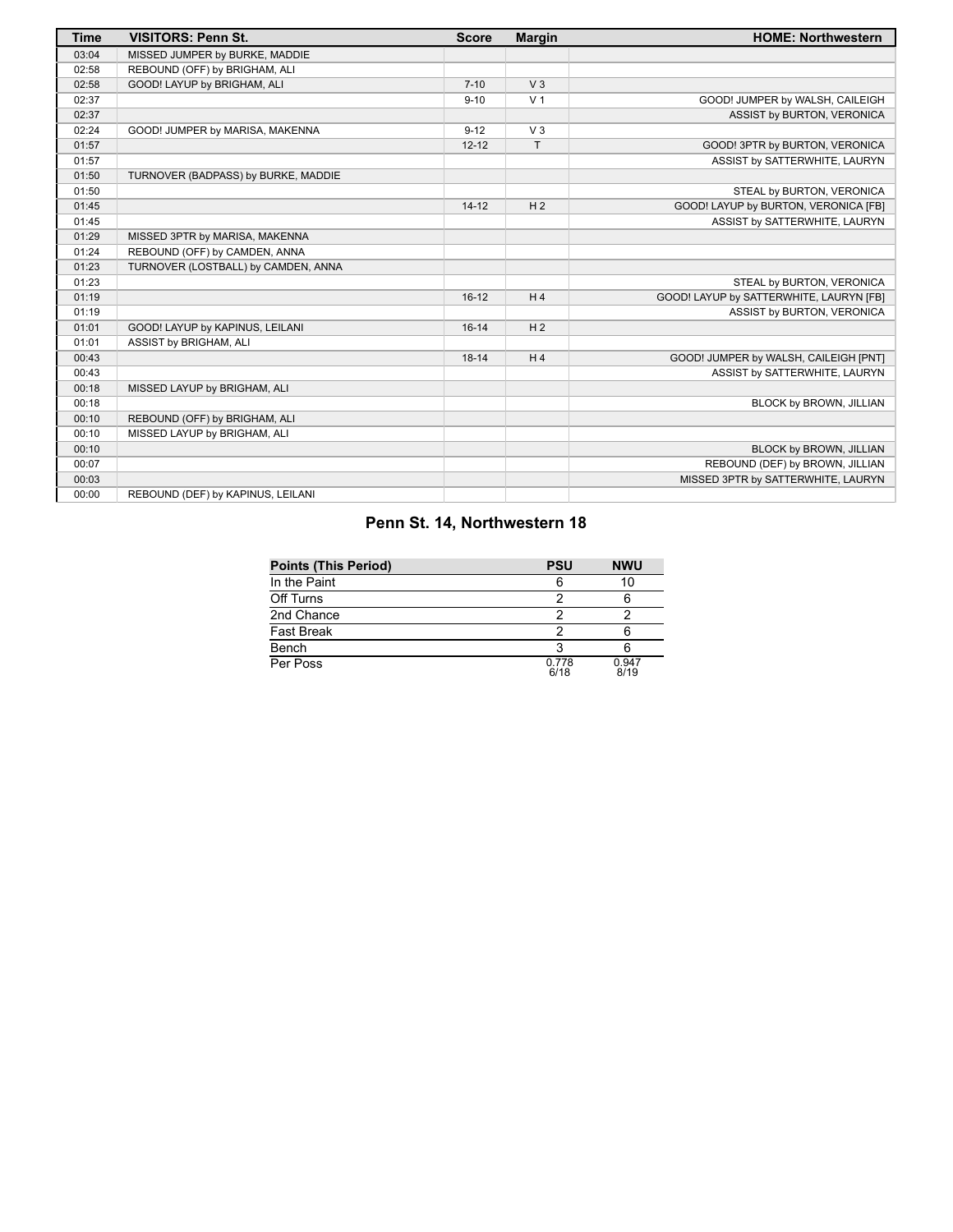| Time | VISITORS: Penn St. | Score | Margin | HOME: Northwestern |
|---|---|---|---|---|
| 03:04 | MISSED JUMPER by BURKE, MADDIE | | | |
| 02:58 | REBOUND (OFF) by BRIGHAM, ALI | | | |
| 02:58 | GOOD! LAYUP by BRIGHAM, ALI | 7-10 | V 3 | |
| 02:37 | | 9-10 | V 1 | GOOD! JUMPER by WALSH, CAILEIGH |
| 02:37 | | | | ASSIST by BURTON, VERONICA |
| 02:24 | GOOD! JUMPER by MARISA, MAKENNA | 9-12 | V 3 | |
| 01:57 | | 12-12 | T | GOOD! 3PTR by BURTON, VERONICA |
| 01:57 | | | | ASSIST by SATTERWHITE, LAURYN |
| 01:50 | TURNOVER (BADPASS) by BURKE, MADDIE | | | |
| 01:50 | | | | STEAL by BURTON, VERONICA |
| 01:45 | | 14-12 | H 2 | GOOD! LAYUP by BURTON, VERONICA [FB] |
| 01:45 | | | | ASSIST by SATTERWHITE, LAURYN |
| 01:29 | MISSED 3PTR by MARISA, MAKENNA | | | |
| 01:24 | REBOUND (OFF) by CAMDEN, ANNA | | | |
| 01:23 | TURNOVER (LOSTBALL) by CAMDEN, ANNA | | | |
| 01:23 | | | | STEAL by BURTON, VERONICA |
| 01:19 | | 16-12 | H 4 | GOOD! LAYUP by SATTERWHITE, LAURYN [FB] |
| 01:19 | | | | ASSIST by BURTON, VERONICA |
| 01:01 | GOOD! LAYUP by KAPINUS, LEILANI | 16-14 | H 2 | |
| 01:01 | ASSIST by BRIGHAM, ALI | | | |
| 00:43 | | 18-14 | H 4 | GOOD! JUMPER by WALSH, CAILEIGH [PNT] |
| 00:43 | | | | ASSIST by SATTERWHITE, LAURYN |
| 00:18 | MISSED LAYUP by BRIGHAM, ALI | | | |
| 00:18 | | | | BLOCK by BROWN, JILLIAN |
| 00:10 | REBOUND (OFF) by BRIGHAM, ALI | | | |
| 00:10 | MISSED LAYUP by BRIGHAM, ALI | | | |
| 00:10 | | | | BLOCK by BROWN, JILLIAN |
| 00:07 | | | | REBOUND (DEF) by BROWN, JILLIAN |
| 00:03 | | | | MISSED 3PTR by SATTERWHITE, LAURYN |
| 00:00 | REBOUND (DEF) by KAPINUS, LEILANI | | | |

## Penn St. 14, Northwestern 18

| Points (This Period) | PSU | NWU |
|---|---|---|
| In the Paint | 6 | 10 |
| Off Turns | 2 | 6 |
| 2nd Chance | 2 | 2 |
| Fast Break | 2 | 6 |
| Bench | 3 | 6 |
| Per Poss | 0.778 6/18 | 0.947 8/19 |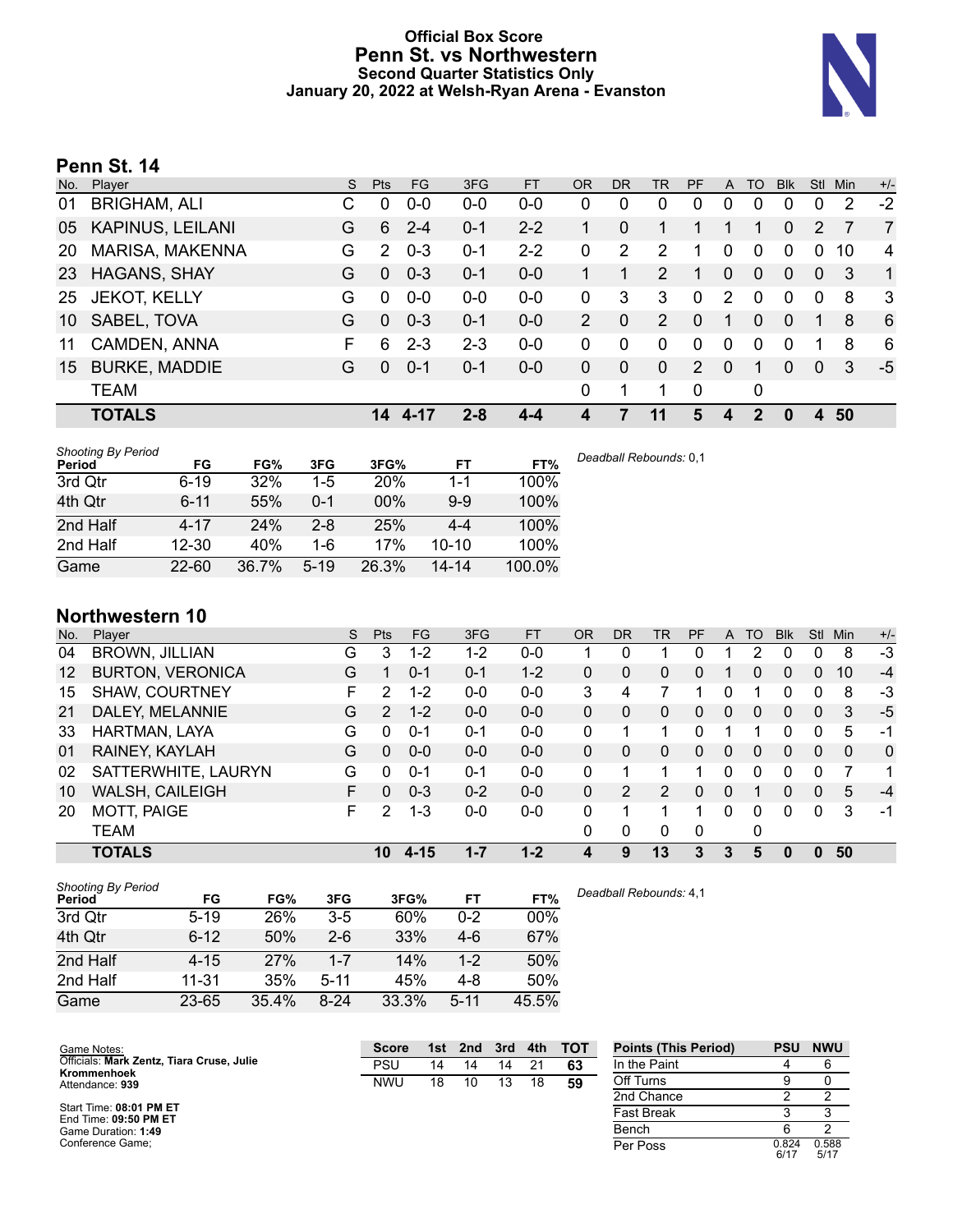# Official Box Score
# Penn St. vs Northwestern
## Second Quarter Statistics Only
### January 20, 2022 at Welsh-Ryan Arena - Evanston

## Penn St. 14

| No. | Player | S | Pts | FG | 3FG | FT | OR | DR | TR | PF | A | TO | Blk | Stl | Min | +/- |
|---|---|---|---|---|---|---|---|---|---|---|---|---|---|---|---|---|
| 01 | BRIGHAM, ALI | C | 0 | 0-0 | 0-0 | 0-0 | 0 | 0 | 0 | 0 | 0 | 0 | 0 | 0 | 2 | -2 |
| 05 | KAPINUS, LEILANI | G | 6 | 2-4 | 0-1 | 2-2 | 1 | 0 | 1 | 1 | 1 | 1 | 0 | 2 | 7 | 7 |
| 20 | MARISA, MAKENNA | G | 2 | 0-3 | 0-1 | 2-2 | 0 | 2 | 2 | 1 | 0 | 0 | 0 | 0 | 10 | 4 |
| 23 | HAGANS, SHAY | G | 0 | 0-3 | 0-1 | 0-0 | 1 | 1 | 2 | 1 | 0 | 0 | 0 | 0 | 3 | 1 |
| 25 | JEKOT, KELLY | G | 0 | 0-0 | 0-0 | 0-0 | 0 | 3 | 3 | 0 | 2 | 0 | 0 | 0 | 8 | 3 |
| 10 | SABEL, TOVA | G | 0 | 0-3 | 0-1 | 0-0 | 2 | 0 | 2 | 0 | 1 | 0 | 0 | 1 | 8 | 6 |
| 11 | CAMDEN, ANNA | F | 6 | 2-3 | 2-3 | 0-0 | 0 | 0 | 0 | 0 | 0 | 0 | 0 | 1 | 8 | 6 |
| 15 | BURKE, MADDIE | G | 0 | 0-1 | 0-1 | 0-0 | 0 | 0 | 0 | 2 | 0 | 1 | 0 | 0 | 3 | -5 |
| | TEAM | | | | | | 0 | 1 | 1 | 0 | | 0 | | | | |
| | **TOTALS** | | **14** | **4-17** | **2-8** | **4-4** | **4** | **7** | **11** | **5** | **4** | **2** | **0** | **4** | **50** | |

*Shooting By Period*

| Period | FG | FG% | 3FG | 3FG% | FT | FT% |
|---|---|---|---|---|---|---|
| 3rd Qtr | 6-19 | 32% | 1-5 | 20% | 1-1 | 100% |
| 4th Qtr | 6-11 | 55% | 0-1 | 00% | 9-9 | 100% |
| 2nd Half | 4-17 | 24% | 2-8 | 25% | 4-4 | 100% |
| 2nd Half | 12-30 | 40% | 1-6 | 17% | 10-10 | 100% |
| Game | 22-60 | 36.7% | 5-19 | 26.3% | 14-14 | 100.0% |

*Deadball Rebounds:* 0,1

## Northwestern 10

| No. | Player | S | Pts | FG | 3FG | FT | OR | DR | TR | PF | A | TO | Blk | Stl | Min | +/- |
|---|---|---|---|---|---|---|---|---|---|---|---|---|---|---|---|---|
| 04 | BROWN, JILLIAN | G | 3 | 1-2 | 1-2 | 0-0 | 1 | 0 | 1 | 0 | 1 | 2 | 0 | 0 | 8 | -3 |
| 12 | BURTON, VERONICA | G | 1 | 0-1 | 0-1 | 1-2 | 0 | 0 | 0 | 0 | 1 | 0 | 0 | 0 | 10 | -4 |
| 15 | SHAW, COURTNEY | F | 2 | 1-2 | 0-0 | 0-0 | 3 | 4 | 7 | 1 | 0 | 1 | 0 | 0 | 8 | -3 |
| 21 | DALEY, MELANNIE | G | 2 | 1-2 | 0-0 | 0-0 | 0 | 0 | 0 | 0 | 0 | 0 | 0 | 0 | 3 | -5 |
| 33 | HARTMAN, LAYA | G | 0 | 0-1 | 0-1 | 0-0 | 0 | 1 | 1 | 0 | 1 | 1 | 0 | 0 | 5 | -1 |
| 01 | RAINEY, KAYLAH | G | 0 | 0-0 | 0-0 | 0-0 | 0 | 0 | 0 | 0 | 0 | 0 | 0 | 0 | 0 | 0 |
| 02 | SATTERWHITE, LAURYN | G | 0 | 0-1 | 0-1 | 0-0 | 0 | 1 | 1 | 1 | 0 | 0 | 0 | 0 | 7 | 1 |
| 10 | WALSH, CAILEIGH | F | 0 | 0-3 | 0-2 | 0-0 | 0 | 2 | 2 | 0 | 0 | 1 | 0 | 0 | 5 | -4 |
| 20 | MOTT, PAIGE | F | 2 | 1-3 | 0-0 | 0-0 | 0 | 1 | 1 | 1 | 0 | 0 | 0 | 0 | 3 | -1 |
| | TEAM | | | | | | 0 | 0 | 0 | 0 | | 0 | | | | |
| | **TOTALS** | | **10** | **4-15** | **1-7** | **1-2** | **4** | **9** | **13** | **3** | **3** | **5** | **0** | **0** | **50** | |

*Shooting By Period*

| Period | FG | FG% | 3FG | 3FG% | FT | FT% |
|---|---|---|---|---|---|---|
| 3rd Qtr | 5-19 | 26% | 3-5 | 60% | 0-2 | 00% |
| 4th Qtr | 6-12 | 50% | 2-6 | 33% | 4-6 | 67% |
| 2nd Half | 4-15 | 27% | 1-7 | 14% | 1-2 | 50% |
| 2nd Half | 11-31 | 35% | 5-11 | 45% | 4-8 | 50% |
| Game | 23-65 | 35.4% | 8-24 | 33.3% | 5-11 | 45.5% |

*Deadball Rebounds:* 4,1

Game Notes:
Officials: **Mark Zentz, Tiara Cruse, Julie Krommenhoek**
Attendance: **939**

Start Time: **08:01 PM ET**
End Time: **09:50 PM ET**
Game Duration: **1:49**
Conference Game;

| Score | 1st | 2nd | 3rd | 4th | TOT |
|---|---|---|---|---|---|
| PSU | 14 | 14 | 14 | 21 | **63** |
| NWU | 18 | 10 | 13 | 18 | **59** |

| Points (This Period) | PSU | NWU |
|---|---|---|
| In the Paint | 4 | 6 |
| Off Turns | 9 | 0 |
| 2nd Chance | 2 | 2 |
| Fast Break | 3 | 3 |
| Bench | 6 | 2 |
| Per Poss | 0.824 6/17 | 0.588 5/17 |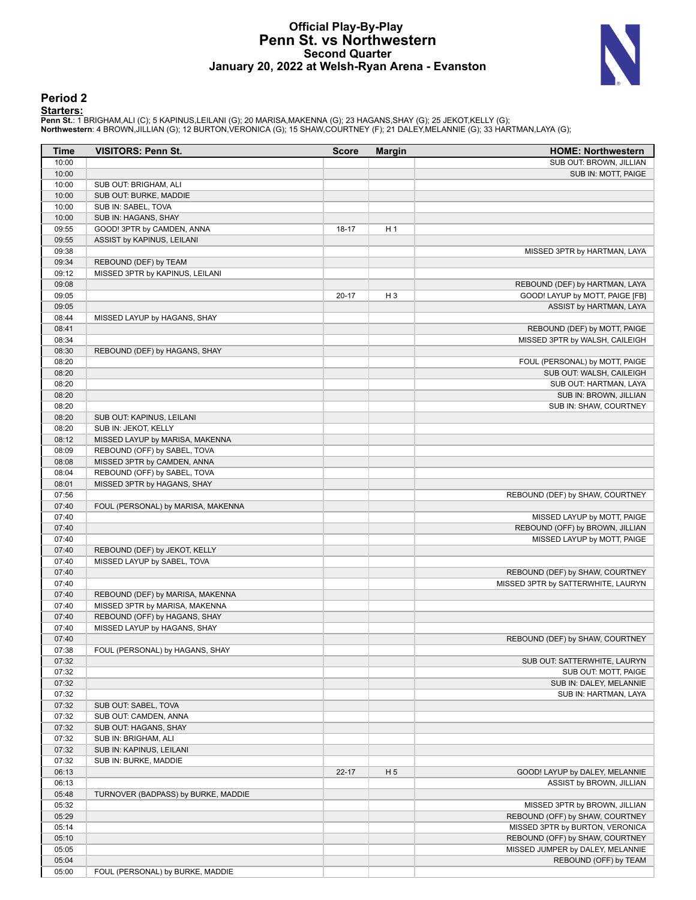# Official Play-By-Play
# Penn St. vs Northwestern
## Second Quarter
### January 20, 2022 at Welsh-Ryan Arena - Evanston

## Period 2

**Starters:**

**Penn St.**: 1 BRIGHAM,ALI (C); 5 KAPINUS,LEILANI (G); 20 MARISA,MAKENNA (G); 23 HAGANS,SHAY (G); 25 JEKOT,KELLY (G);
**Northwestern**: 4 BROWN,JILLIAN (G); 12 BURTON,VERONICA (G); 15 SHAW,COURTNEY (F); 21 DALEY,MELANNIE (G); 33 HARTMAN,LAYA (G);

| Time | VISITORS: Penn St. | Score | Margin | HOME: Northwestern |
|---|---|---|---|---|
| 10:00 | | | | SUB OUT: BROWN, JILLIAN |
| 10:00 | | | | SUB IN: MOTT, PAIGE |
| 10:00 | SUB OUT: BRIGHAM, ALI | | | |
| 10:00 | SUB OUT: BURKE, MADDIE | | | |
| 10:00 | SUB IN: SABEL, TOVA | | | |
| 10:00 | SUB IN: HAGANS, SHAY | | | |
| 09:55 | GOOD! 3PTR by CAMDEN, ANNA | 18-17 | H 1 | |
| 09:55 | ASSIST by KAPINUS, LEILANI | | | |
| 09:38 | | | | MISSED 3PTR by HARTMAN, LAYA |
| 09:34 | REBOUND (DEF) by TEAM | | | |
| 09:12 | MISSED 3PTR by KAPINUS, LEILANI | | | |
| 09:08 | | | | REBOUND (DEF) by HARTMAN, LAYA |
| 09:05 | | 20-17 | H 3 | GOOD! LAYUP by MOTT, PAIGE [FB] |
| 09:05 | | | | ASSIST by HARTMAN, LAYA |
| 08:44 | MISSED LAYUP by HAGANS, SHAY | | | |
| 08:41 | | | | REBOUND (DEF) by MOTT, PAIGE |
| 08:34 | | | | MISSED 3PTR by WALSH, CAILEIGH |
| 08:30 | REBOUND (DEF) by HAGANS, SHAY | | | |
| 08:20 | | | | FOUL (PERSONAL) by MOTT, PAIGE |
| 08:20 | | | | SUB OUT: WALSH, CAILEIGH |
| 08:20 | | | | SUB OUT: HARTMAN, LAYA |
| 08:20 | | | | SUB IN: BROWN, JILLIAN |
| 08:20 | | | | SUB IN: SHAW, COURTNEY |
| 08:20 | SUB OUT: KAPINUS, LEILANI | | | |
| 08:20 | SUB IN: JEKOT, KELLY | | | |
| 08:12 | MISSED LAYUP by MARISA, MAKENNA | | | |
| 08:09 | REBOUND (OFF) by SABEL, TOVA | | | |
| 08:08 | MISSED 3PTR by CAMDEN, ANNA | | | |
| 08:04 | REBOUND (OFF) by SABEL, TOVA | | | |
| 08:01 | MISSED 3PTR by HAGANS, SHAY | | | |
| 07:56 | | | | REBOUND (DEF) by SHAW, COURTNEY |
| 07:40 | FOUL (PERSONAL) by MARISA, MAKENNA | | | |
| 07:40 | | | | MISSED LAYUP by MOTT, PAIGE |
| 07:40 | | | | REBOUND (OFF) by BROWN, JILLIAN |
| 07:40 | | | | MISSED LAYUP by MOTT, PAIGE |
| 07:40 | REBOUND (DEF) by JEKOT, KELLY | | | |
| 07:40 | MISSED LAYUP by SABEL, TOVA | | | |
| 07:40 | | | | REBOUND (DEF) by SHAW, COURTNEY |
| 07:40 | | | | MISSED 3PTR by SATTERWHITE, LAURYN |
| 07:40 | REBOUND (DEF) by MARISA, MAKENNA | | | |
| 07:40 | MISSED 3PTR by MARISA, MAKENNA | | | |
| 07:40 | REBOUND (OFF) by HAGANS, SHAY | | | |
| 07:40 | MISSED LAYUP by HAGANS, SHAY | | | |
| 07:40 | | | | REBOUND (DEF) by SHAW, COURTNEY |
| 07:38 | FOUL (PERSONAL) by HAGANS, SHAY | | | |
| 07:32 | | | | SUB OUT: SATTERWHITE, LAURYN |
| 07:32 | | | | SUB OUT: MOTT, PAIGE |
| 07:32 | | | | SUB IN: DALEY, MELANNIE |
| 07:32 | | | | SUB IN: HARTMAN, LAYA |
| 07:32 | SUB OUT: SABEL, TOVA | | | |
| 07:32 | SUB OUT: CAMDEN, ANNA | | | |
| 07:32 | SUB OUT: HAGANS, SHAY | | | |
| 07:32 | SUB IN: BRIGHAM, ALI | | | |
| 07:32 | SUB IN: KAPINUS, LEILANI | | | |
| 07:32 | SUB IN: BURKE, MADDIE | | | |
| 06:13 | | 22-17 | H 5 | GOOD! LAYUP by DALEY, MELANNIE |
| 06:13 | | | | ASSIST by BROWN, JILLIAN |
| 05:48 | TURNOVER (BADPASS) by BURKE, MADDIE | | | |
| 05:32 | | | | MISSED 3PTR by BROWN, JILLIAN |
| 05:29 | | | | REBOUND (OFF) by SHAW, COURTNEY |
| 05:14 | | | | MISSED 3PTR by BURTON, VERONICA |
| 05:10 | | | | REBOUND (OFF) by SHAW, COURTNEY |
| 05:05 | | | | MISSED JUMPER by DALEY, MELANNIE |
| 05:04 | | | | REBOUND (OFF) by TEAM |
| 05:00 | FOUL (PERSONAL) by BURKE, MADDIE | | | |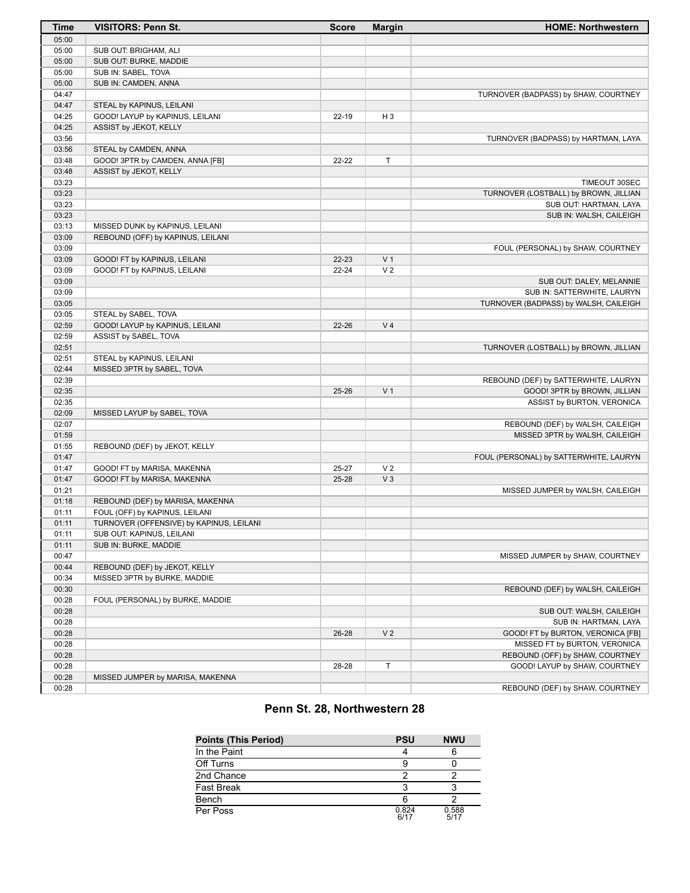| Time | VISITORS: Penn St. | Score | Margin | HOME: Northwestern |
|---|---|---|---|---|
| 05:00 | | | | |
| 05:00 | SUB OUT: BRIGHAM, ALI | | | |
| 05:00 | SUB OUT: BURKE, MADDIE | | | |
| 05:00 | SUB IN: SABEL, TOVA | | | |
| 05:00 | SUB IN: CAMDEN, ANNA | | | |
| 04:47 | | | | TURNOVER (BADPASS) by SHAW, COURTNEY |
| 04:47 | STEAL by KAPINUS, LEILANI | | | |
| 04:25 | GOOD! LAYUP by KAPINUS, LEILANI | 22-19 | H 3 | |
| 04:25 | ASSIST by JEKOT, KELLY | | | |
| 03:56 | | | | TURNOVER (BADPASS) by HARTMAN, LAYA |
| 03:56 | STEAL by CAMDEN, ANNA | | | |
| 03:48 | GOOD! 3PTR by CAMDEN, ANNA [FB] | 22-22 | T | |
| 03:48 | ASSIST by JEKOT, KELLY | | | |
| 03:23 | | | | TIMEOUT 30SEC |
| 03:23 | | | | TURNOVER (LOSTBALL) by BROWN, JILLIAN |
| 03:23 | | | | SUB OUT: HARTMAN, LAYA |
| 03:23 | | | | SUB IN: WALSH, CAILEIGH |
| 03:13 | MISSED DUNK by KAPINUS, LEILANI | | | |
| 03:09 | REBOUND (OFF) by KAPINUS, LEILANI | | | |
| 03:09 | | | | FOUL (PERSONAL) by SHAW, COURTNEY |
| 03:09 | GOOD! FT by KAPINUS, LEILANI | 22-23 | V 1 | |
| 03:09 | GOOD! FT by KAPINUS, LEILANI | 22-24 | V 2 | |
| 03:09 | | | | SUB OUT: DALEY, MELANNIE |
| 03:09 | | | | SUB IN: SATTERWHITE, LAURYN |
| 03:05 | | | | TURNOVER (BADPASS) by WALSH, CAILEIGH |
| 03:05 | STEAL by SABEL, TOVA | | | |
| 02:59 | GOOD! LAYUP by KAPINUS, LEILANI | 22-26 | V 4 | |
| 02:59 | ASSIST by SABEL, TOVA | | | |
| 02:51 | | | | TURNOVER (LOSTBALL) by BROWN, JILLIAN |
| 02:51 | STEAL by KAPINUS, LEILANI | | | |
| 02:44 | MISSED 3PTR by SABEL, TOVA | | | |
| 02:39 | | | | REBOUND (DEF) by SATTERWHITE, LAURYN |
| 02:35 | | 25-26 | V 1 | GOOD! 3PTR by BROWN, JILLIAN |
| 02:35 | | | | ASSIST by BURTON, VERONICA |
| 02:09 | MISSED LAYUP by SABEL, TOVA | | | |
| 02:07 | | | | REBOUND (DEF) by WALSH, CAILEIGH |
| 01:59 | | | | MISSED 3PTR by WALSH, CAILEIGH |
| 01:55 | REBOUND (DEF) by JEKOT, KELLY | | | |
| 01:47 | | | | FOUL (PERSONAL) by SATTERWHITE, LAURYN |
| 01:47 | GOOD! FT by MARISA, MAKENNA | 25-27 | V 2 | |
| 01:47 | GOOD! FT by MARISA, MAKENNA | 25-28 | V 3 | |
| 01:21 | | | | MISSED JUMPER by WALSH, CAILEIGH |
| 01:18 | REBOUND (DEF) by MARISA, MAKENNA | | | |
| 01:11 | FOUL (OFF) by KAPINUS, LEILANI | | | |
| 01:11 | TURNOVER (OFFENSIVE) by KAPINUS, LEILANI | | | |
| 01:11 | SUB OUT: KAPINUS, LEILANI | | | |
| 01:11 | SUB IN: BURKE, MADDIE | | | |
| 00:47 | | | | MISSED JUMPER by SHAW, COURTNEY |
| 00:44 | REBOUND (DEF) by JEKOT, KELLY | | | |
| 00:34 | MISSED 3PTR by BURKE, MADDIE | | | |
| 00:30 | | | | REBOUND (DEF) by WALSH, CAILEIGH |
| 00:28 | FOUL (PERSONAL) by BURKE, MADDIE | | | |
| 00:28 | | | | SUB OUT: WALSH, CAILEIGH |
| 00:28 | | | | SUB IN: HARTMAN, LAYA |
| 00:28 | | 26-28 | V 2 | GOOD! FT by BURTON, VERONICA [FB] |
| 00:28 | | | | MISSED FT by BURTON, VERONICA |
| 00:28 | | | | REBOUND (OFF) by SHAW, COURTNEY |
| 00:28 | | 28-28 | T | GOOD! LAYUP by SHAW, COURTNEY |
| 00:28 | MISSED JUMPER by MARISA, MAKENNA | | | |
| 00:28 | | | | REBOUND (DEF) by SHAW, COURTNEY |

## Penn St. 28, Northwestern 28

| Points (This Period) | PSU | NWU |
|---|---|---|
| In the Paint | 4 | 6 |
| Off Turns | 9 | 0 |
| 2nd Chance | 2 | 2 |
| Fast Break | 3 | 3 |
| Bench | 6 | 2 |
| Per Poss | 0.824 6/17 | 0.588 5/17 |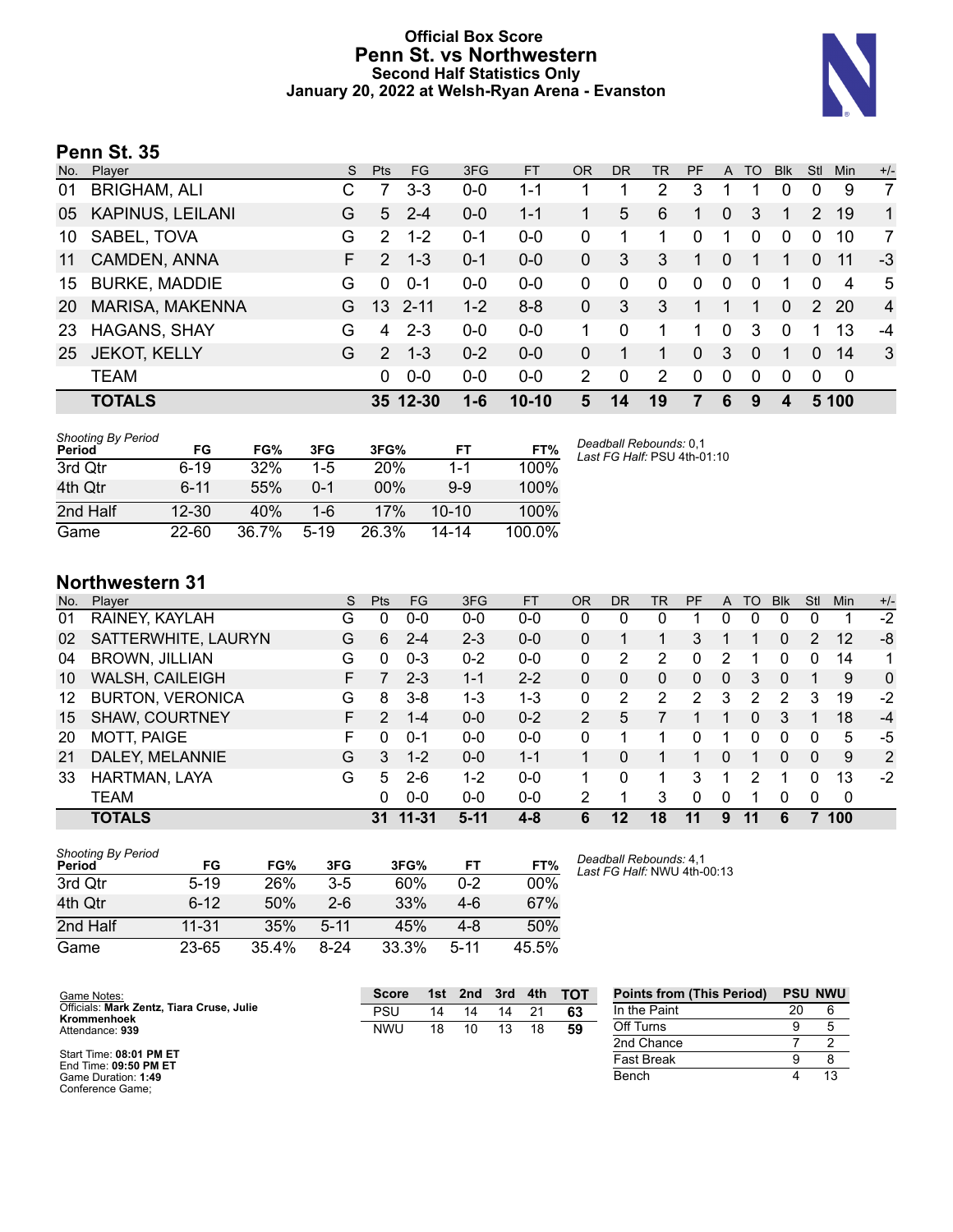# Official Box Score
# Penn St. vs Northwestern
### Second Half Statistics Only
### January 20, 2022 at Welsh-Ryan Arena - Evanston

## Penn St. 35

| No. | Player | S | Pts | FG | 3FG | FT | OR | DR | TR | PF | A | TO | Blk | Stl | Min | +/- |
|---|---|---|---|---|---|---|---|---|---|---|---|---|---|---|---|---|
| 01 | BRIGHAM, ALI | C | 7 | 3-3 | 0-0 | 1-1 | 1 | 1 | 2 | 3 | 1 | 1 | 0 | 0 | 9 | 7 |
| 05 | KAPINUS, LEILANI | G | 5 | 2-4 | 0-0 | 1-1 | 1 | 5 | 6 | 1 | 0 | 3 | 1 | 2 | 19 | 1 |
| 10 | SABEL, TOVA | G | 2 | 1-2 | 0-1 | 0-0 | 0 | 1 | 1 | 0 | 1 | 0 | 0 | 0 | 10 | 7 |
| 11 | CAMDEN, ANNA | F | 2 | 1-3 | 0-1 | 0-0 | 0 | 3 | 3 | 1 | 0 | 1 | 1 | 0 | 11 | -3 |
| 15 | BURKE, MADDIE | G | 0 | 0-1 | 0-0 | 0-0 | 0 | 0 | 0 | 0 | 0 | 0 | 1 | 0 | 4 | 5 |
| 20 | MARISA, MAKENNA | G | 13 | 2-11 | 1-2 | 8-8 | 0 | 3 | 3 | 1 | 1 | 1 | 0 | 2 | 20 | 4 |
| 23 | HAGANS, SHAY | G | 4 | 2-3 | 0-0 | 0-0 | 1 | 0 | 1 | 1 | 0 | 3 | 0 | 1 | 13 | -4 |
| 25 | JEKOT, KELLY | G | 2 | 1-3 | 0-2 | 0-0 | 0 | 1 | 1 | 0 | 3 | 0 | 1 | 0 | 14 | 3 |
| | TEAM | | 0 | 0-0 | 0-0 | 0-0 | 2 | 0 | 2 | 0 | 0 | 0 | 0 | 0 | 0 | |
| | **TOTALS** | | **35** | **12-30** | **1-6** | **10-10** | **5** | **14** | **19** | **7** | **6** | **9** | **4** | **5** | **100** | |

*Shooting By Period*

| Period | FG | FG% | 3FG | 3FG% | FT | FT% |
|---|---|---|---|---|---|---|
| 3rd Qtr | 6-19 | 32% | 1-5 | 20% | 1-1 | 100% |
| 4th Qtr | 6-11 | 55% | 0-1 | 00% | 9-9 | 100% |
| 2nd Half | 12-30 | 40% | 1-6 | 17% | 10-10 | 100% |
| Game | 22-60 | 36.7% | 5-19 | 26.3% | 14-14 | 100.0% |

*Deadball Rebounds:* 0,1
*Last FG Half:* PSU 4th-01:10

## Northwestern 31

| No. | Player | S | Pts | FG | 3FG | FT | OR | DR | TR | PF | A | TO | Blk | Stl | Min | +/- |
|---|---|---|---|---|---|---|---|---|---|---|---|---|---|---|---|---|
| 01 | RAINEY, KAYLAH | G | 0 | 0-0 | 0-0 | 0-0 | 0 | 0 | 0 | 1 | 0 | 0 | 0 | 0 | 1 | -2 |
| 02 | SATTERWHITE, LAURYN | G | 6 | 2-4 | 2-3 | 0-0 | 0 | 1 | 1 | 3 | 1 | 1 | 0 | 2 | 12 | -8 |
| 04 | BROWN, JILLIAN | G | 0 | 0-3 | 0-2 | 0-0 | 0 | 2 | 2 | 0 | 2 | 1 | 0 | 0 | 14 | 1 |
| 10 | WALSH, CAILEIGH | F | 7 | 2-3 | 1-1 | 2-2 | 0 | 0 | 0 | 0 | 0 | 3 | 0 | 1 | 9 | 0 |
| 12 | BURTON, VERONICA | G | 8 | 3-8 | 1-3 | 1-3 | 0 | 2 | 2 | 2 | 3 | 2 | 2 | 3 | 19 | -2 |
| 15 | SHAW, COURTNEY | F | 2 | 1-4 | 0-0 | 0-2 | 2 | 5 | 7 | 1 | 1 | 0 | 3 | 1 | 18 | -4 |
| 20 | MOTT, PAIGE | F | 0 | 0-1 | 0-0 | 0-0 | 0 | 1 | 1 | 0 | 1 | 0 | 0 | 0 | 5 | -5 |
| 21 | DALEY, MELANNIE | G | 3 | 1-2 | 0-0 | 1-1 | 1 | 0 | 1 | 1 | 0 | 1 | 0 | 0 | 9 | 2 |
| 33 | HARTMAN, LAYA | G | 5 | 2-6 | 1-2 | 0-0 | 1 | 0 | 1 | 3 | 1 | 2 | 1 | 0 | 13 | -2 |
| | TEAM | | 0 | 0-0 | 0-0 | 0-0 | 2 | 1 | 3 | 0 | 0 | 1 | 0 | 0 | 0 | |
| | **TOTALS** | | **31** | **11-31** | **5-11** | **4-8** | **6** | **12** | **18** | **11** | **9** | **11** | **6** | **7** | **100** | |

*Shooting By Period*

| Period | FG | FG% | 3FG | 3FG% | FT | FT% |
|---|---|---|---|---|---|---|
| 3rd Qtr | 5-19 | 26% | 3-5 | 60% | 0-2 | 00% |
| 4th Qtr | 6-12 | 50% | 2-6 | 33% | 4-6 | 67% |
| 2nd Half | 11-31 | 35% | 5-11 | 45% | 4-8 | 50% |
| Game | 23-65 | 35.4% | 8-24 | 33.3% | 5-11 | 45.5% |

*Deadball Rebounds:* 4,1
*Last FG Half:* NWU 4th-00:13

Game Notes:
Officials: **Mark Zentz, Tiara Cruse, Julie Krommenhoek**
Attendance: **939**

Start Time: **08:01 PM ET**
End Time: **09:50 PM ET**
Game Duration: **1:49**
Conference Game;

| Score | 1st | 2nd | 3rd | 4th | TOT |
|---|---|---|---|---|---|
| PSU | 14 | 14 | 14 | 21 | **63** |
| NWU | 18 | 10 | 13 | 18 | **59** |

| Points from (This Period) | PSU | NWU |
|---|---|---|
| In the Paint | 20 | 6 |
| Off Turns | 9 | 5 |
| 2nd Chance | 7 | 2 |
| Fast Break | 9 | 8 |
| Bench | 4 | 13 |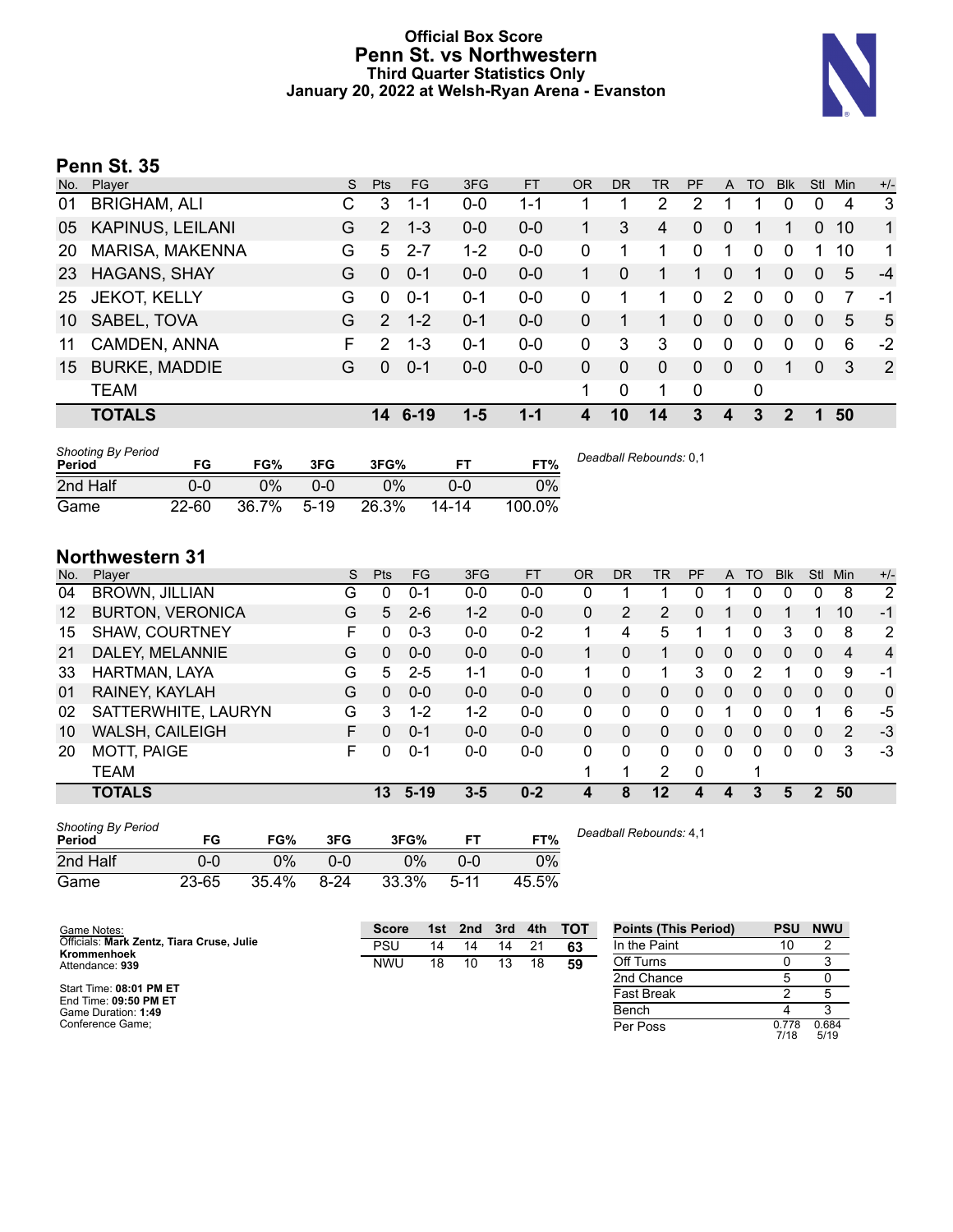# Official Box Score
## Penn St. vs Northwestern
### Third Quarter Statistics Only
### January 20, 2022 at Welsh-Ryan Arena - Evanston

## Penn St. 35

| No. | Player | S | Pts | FG | 3FG | FT | OR | DR | TR | PF | A | TO | Blk | Stl | Min | +/- |
|---|---|---|---|---|---|---|---|---|---|---|---|---|---|---|---|---|
| 01 | BRIGHAM, ALI | C | 3 | 1-1 | 0-0 | 1-1 | 1 | 1 | 2 | 2 | 1 | 1 | 0 | 0 | 4 | 3 |
| 05 | KAPINUS, LEILANI | G | 2 | 1-3 | 0-0 | 0-0 | 1 | 3 | 4 | 0 | 0 | 1 | 1 | 0 | 10 | 1 |
| 20 | MARISA, MAKENNA | G | 5 | 2-7 | 1-2 | 0-0 | 0 | 1 | 1 | 0 | 1 | 0 | 0 | 1 | 10 | 1 |
| 23 | HAGANS, SHAY | G | 0 | 0-1 | 0-0 | 0-0 | 1 | 0 | 1 | 1 | 0 | 1 | 0 | 0 | 5 | -4 |
| 25 | JEKOT, KELLY | G | 0 | 0-1 | 0-1 | 0-0 | 0 | 1 | 1 | 0 | 2 | 0 | 0 | 0 | 7 | -1 |
| 10 | SABEL, TOVA | G | 2 | 1-2 | 0-1 | 0-0 | 0 | 1 | 1 | 0 | 0 | 0 | 0 | 0 | 5 | 5 |
| 11 | CAMDEN, ANNA | F | 2 | 1-3 | 0-1 | 0-0 | 0 | 3 | 3 | 0 | 0 | 0 | 0 | 0 | 6 | -2 |
| 15 | BURKE, MADDIE | G | 0 | 0-1 | 0-0 | 0-0 | 0 | 0 | 0 | 0 | 0 | 0 | 1 | 0 | 3 | 2 |
| | TEAM | | | | | | 1 | 0 | 1 | 0 | | 0 | | | | |
| | **TOTALS** | | **14** | **6-19** | **1-5** | **1-1** | **4** | **10** | **14** | **3** | **4** | **3** | **2** | **1** | **50** | |

*Shooting By Period*

| Period | FG | FG% | 3FG | 3FG% | FT | FT% |
|---|---|---|---|---|---|---|
| 2nd Half | 0-0 | 0% | 0-0 | 0% | 0-0 | 0% |
| Game | 22-60 | 36.7% | 5-19 | 26.3% | 14-14 | 100.0% |

*Deadball Rebounds:* 0,1

## Northwestern 31

| No. | Player | S | Pts | FG | 3FG | FT | OR | DR | TR | PF | A | TO | Blk | Stl | Min | +/- |
|---|---|---|---|---|---|---|---|---|---|---|---|---|---|---|---|---|
| 04 | BROWN, JILLIAN | G | 0 | 0-1 | 0-0 | 0-0 | 0 | 1 | 1 | 0 | 1 | 0 | 0 | 0 | 8 | 2 |
| 12 | BURTON, VERONICA | G | 5 | 2-6 | 1-2 | 0-0 | 0 | 2 | 2 | 0 | 1 | 0 | 1 | 1 | 10 | -1 |
| 15 | SHAW, COURTNEY | F | 0 | 0-3 | 0-0 | 0-2 | 1 | 4 | 5 | 1 | 1 | 0 | 3 | 0 | 8 | 2 |
| 21 | DALEY, MELANNIE | G | 0 | 0-0 | 0-0 | 0-0 | 1 | 0 | 1 | 0 | 0 | 0 | 0 | 0 | 4 | 4 |
| 33 | HARTMAN, LAYA | G | 5 | 2-5 | 1-1 | 0-0 | 1 | 0 | 1 | 3 | 0 | 2 | 1 | 0 | 9 | -1 |
| 01 | RAINEY, KAYLAH | G | 0 | 0-0 | 0-0 | 0-0 | 0 | 0 | 0 | 0 | 0 | 0 | 0 | 0 | 0 | 0 |
| 02 | SATTERWHITE, LAURYN | G | 3 | 1-2 | 1-2 | 0-0 | 0 | 0 | 0 | 0 | 1 | 0 | 0 | 1 | 6 | -5 |
| 10 | WALSH, CAILEIGH | F | 0 | 0-1 | 0-0 | 0-0 | 0 | 0 | 0 | 0 | 0 | 0 | 0 | 0 | 2 | -3 |
| 20 | MOTT, PAIGE | F | 0 | 0-1 | 0-0 | 0-0 | 0 | 0 | 0 | 0 | 0 | 0 | 0 | 0 | 3 | -3 |
| | TEAM | | | | | | 1 | 1 | 2 | 0 | | 1 | | | | |
| | **TOTALS** | | **13** | **5-19** | **3-5** | **0-2** | **4** | **8** | **12** | **4** | **4** | **3** | **5** | **2** | **50** | |

*Shooting By Period*

| Period | FG | FG% | 3FG | 3FG% | FT | FT% |
|---|---|---|---|---|---|---|
| 2nd Half | 0-0 | 0% | 0-0 | 0% | 0-0 | 0% |
| Game | 23-65 | 35.4% | 8-24 | 33.3% | 5-11 | 45.5% |

*Deadball Rebounds:* 4,1

Game Notes:
Officials: **Mark Zentz, Tiara Cruse, Julie Krommenhoek**
Attendance: **939**

Start Time: **08:01 PM ET**
End Time: **09:50 PM ET**
Game Duration: **1:49**
Conference Game;

| Score | 1st | 2nd | 3rd | 4th | TOT |
|---|---|---|---|---|---|
| PSU | 14 | 14 | 14 | 21 | **63** |
| NWU | 18 | 10 | 13 | 18 | **59** |

| Points (This Period) | PSU | NWU |
|---|---|---|
| In the Paint | 10 | 2 |
| Off Turns | 0 | 3 |
| 2nd Chance | 5 | 0 |
| Fast Break | 2 | 5 |
| Bench | 4 | 3 |
| Per Poss | 0.778 7/18 | 0.684 5/19 |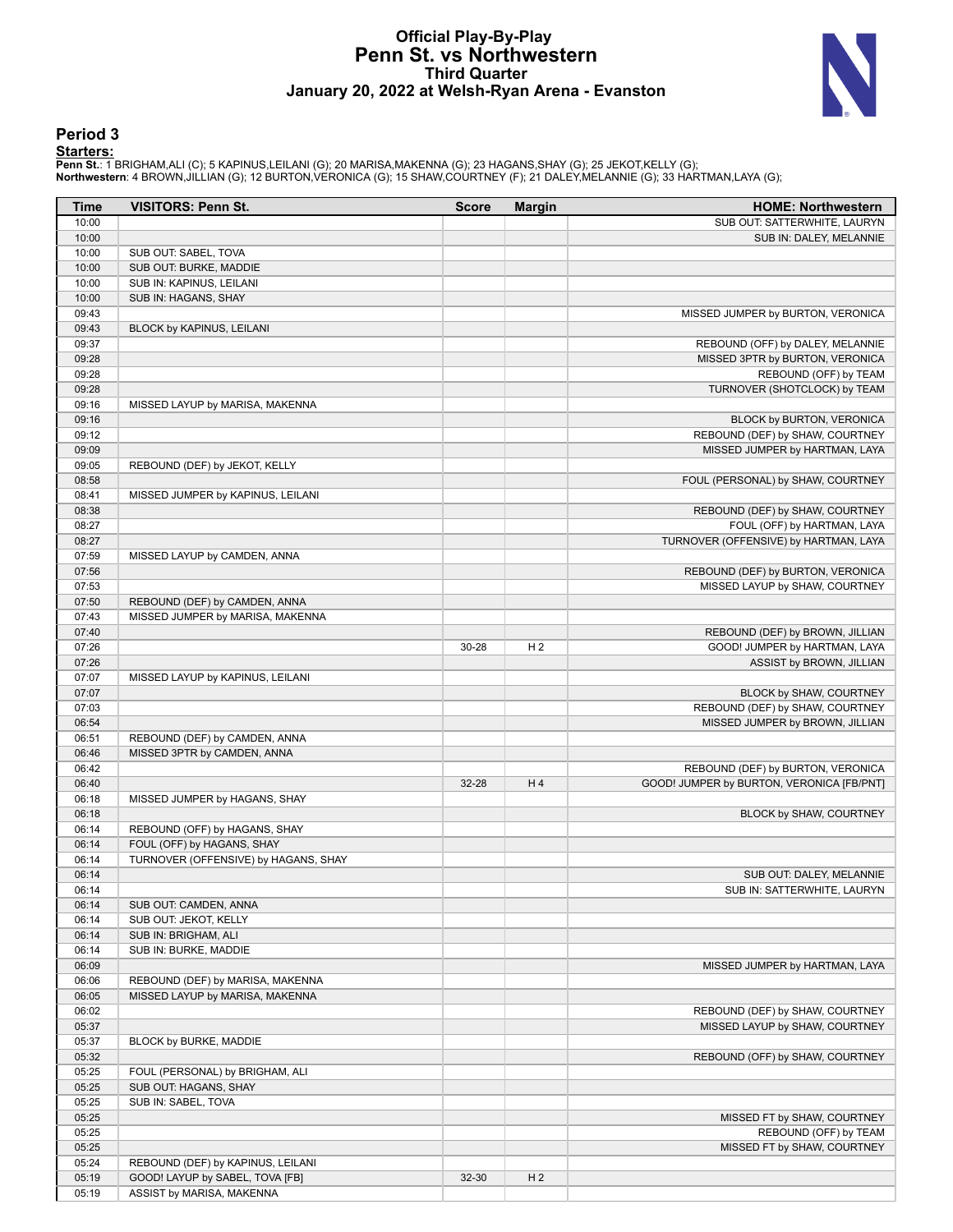# Official Play-By-Play
## Penn St. vs Northwestern
### Third Quarter
### January 20, 2022 at Welsh-Ryan Arena - Evanston

## Period 3

**Starters:**

**Penn St.**: 1 BRIGHAM,ALI (C); 5 KAPINUS,LEILANI (G); 20 MARISA,MAKENNA (G); 23 HAGANS,SHAY (G); 25 JEKOT,KELLY (G);
**Northwestern**: 4 BROWN,JILLIAN (G); 12 BURTON,VERONICA (G); 15 SHAW,COURTNEY (F); 21 DALEY,MELANNIE (G); 33 HARTMAN,LAYA (G);

| Time | VISITORS: Penn St. | Score | Margin | HOME: Northwestern |
|---|---|---|---|---|
| 10:00 | | | | SUB OUT: SATTERWHITE, LAURYN |
| 10:00 | | | | SUB IN: DALEY, MELANNIE |
| 10:00 | SUB OUT: SABEL, TOVA | | | |
| 10:00 | SUB OUT: BURKE, MADDIE | | | |
| 10:00 | SUB IN: KAPINUS, LEILANI | | | |
| 10:00 | SUB IN: HAGANS, SHAY | | | |
| 09:43 | | | | MISSED JUMPER by BURTON, VERONICA |
| 09:43 | BLOCK by KAPINUS, LEILANI | | | |
| 09:37 | | | | REBOUND (OFF) by DALEY, MELANNIE |
| 09:28 | | | | MISSED 3PTR by BURTON, VERONICA |
| 09:28 | | | | REBOUND (OFF) by TEAM |
| 09:28 | | | | TURNOVER (SHOTCLOCK) by TEAM |
| 09:16 | MISSED LAYUP by MARISA, MAKENNA | | | |
| 09:16 | | | | BLOCK by BURTON, VERONICA |
| 09:12 | | | | REBOUND (DEF) by SHAW, COURTNEY |
| 09:09 | | | | MISSED JUMPER by HARTMAN, LAYA |
| 09:05 | REBOUND (DEF) by JEKOT, KELLY | | | |
| 08:58 | | | | FOUL (PERSONAL) by SHAW, COURTNEY |
| 08:41 | MISSED JUMPER by KAPINUS, LEILANI | | | |
| 08:38 | | | | REBOUND (DEF) by SHAW, COURTNEY |
| 08:27 | | | | FOUL (OFF) by HARTMAN, LAYA |
| 08:27 | | | | TURNOVER (OFFENSIVE) by HARTMAN, LAYA |
| 07:59 | MISSED LAYUP by CAMDEN, ANNA | | | |
| 07:56 | | | | REBOUND (DEF) by BURTON, VERONICA |
| 07:53 | | | | MISSED LAYUP by SHAW, COURTNEY |
| 07:50 | REBOUND (DEF) by CAMDEN, ANNA | | | |
| 07:43 | MISSED JUMPER by MARISA, MAKENNA | | | |
| 07:40 | | | | REBOUND (DEF) by BROWN, JILLIAN |
| 07:26 | | 30-28 | H 2 | GOOD! JUMPER by HARTMAN, LAYA |
| 07:26 | | | | ASSIST by BROWN, JILLIAN |
| 07:07 | MISSED LAYUP by KAPINUS, LEILANI | | | |
| 07:07 | | | | BLOCK by SHAW, COURTNEY |
| 07:03 | | | | REBOUND (DEF) by SHAW, COURTNEY |
| 06:54 | | | | MISSED JUMPER by BROWN, JILLIAN |
| 06:51 | REBOUND (DEF) by CAMDEN, ANNA | | | |
| 06:46 | MISSED 3PTR by CAMDEN, ANNA | | | |
| 06:42 | | | | REBOUND (DEF) by BURTON, VERONICA |
| 06:40 | | 32-28 | H 4 | GOOD! JUMPER by BURTON, VERONICA [FB/PNT] |
| 06:18 | MISSED JUMPER by HAGANS, SHAY | | | |
| 06:18 | | | | BLOCK by SHAW, COURTNEY |
| 06:14 | REBOUND (OFF) by HAGANS, SHAY | | | |
| 06:14 | FOUL (OFF) by HAGANS, SHAY | | | |
| 06:14 | TURNOVER (OFFENSIVE) by HAGANS, SHAY | | | |
| 06:14 | | | | SUB OUT: DALEY, MELANNIE |
| 06:14 | | | | SUB IN: SATTERWHITE, LAURYN |
| 06:14 | SUB OUT: CAMDEN, ANNA | | | |
| 06:14 | SUB OUT: JEKOT, KELLY | | | |
| 06:14 | SUB IN: BRIGHAM, ALI | | | |
| 06:14 | SUB IN: BURKE, MADDIE | | | |
| 06:09 | | | | MISSED JUMPER by HARTMAN, LAYA |
| 06:06 | REBOUND (DEF) by MARISA, MAKENNA | | | |
| 06:05 | MISSED LAYUP by MARISA, MAKENNA | | | |
| 06:02 | | | | REBOUND (DEF) by SHAW, COURTNEY |
| 05:37 | | | | MISSED LAYUP by SHAW, COURTNEY |
| 05:37 | BLOCK by BURKE, MADDIE | | | |
| 05:32 | | | | REBOUND (OFF) by SHAW, COURTNEY |
| 05:25 | FOUL (PERSONAL) by BRIGHAM, ALI | | | |
| 05:25 | SUB OUT: HAGANS, SHAY | | | |
| 05:25 | SUB IN: SABEL, TOVA | | | |
| 05:25 | | | | MISSED FT by SHAW, COURTNEY |
| 05:25 | | | | REBOUND (OFF) by TEAM |
| 05:25 | | | | MISSED FT by SHAW, COURTNEY |
| 05:24 | REBOUND (DEF) by KAPINUS, LEILANI | | | |
| 05:19 | GOOD! LAYUP by SABEL, TOVA [FB] | 32-30 | H 2 | |
| 05:19 | ASSIST by MARISA, MAKENNA | | | |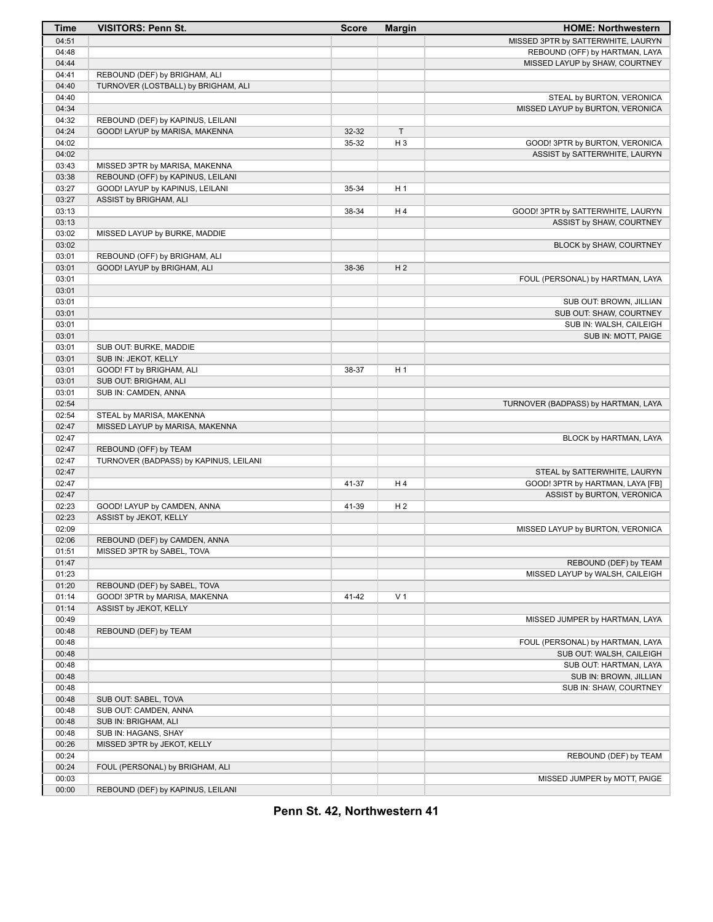| Time | VISITORS: Penn St. | Score | Margin | HOME: Northwestern |
|---|---|---|---|---|
| 04:51 | | | | MISSED 3PTR by SATTERWHITE, LAURYN |
| 04:48 | | | | REBOUND (OFF) by HARTMAN, LAYA |
| 04:44 | | | | MISSED LAYUP by SHAW, COURTNEY |
| 04:41 | REBOUND (DEF) by BRIGHAM, ALI | | | |
| 04:40 | TURNOVER (LOSTBALL) by BRIGHAM, ALI | | | |
| 04:40 | | | | STEAL by BURTON, VERONICA |
| 04:34 | | | | MISSED LAYUP by BURTON, VERONICA |
| 04:32 | REBOUND (DEF) by KAPINUS, LEILANI | | | |
| 04:24 | GOOD! LAYUP by MARISA, MAKENNA | 32-32 | T | |
| 04:02 | | 35-32 | H 3 | GOOD! 3PTR by BURTON, VERONICA |
| 04:02 | | | | ASSIST by SATTERWHITE, LAURYN |
| 03:43 | MISSED 3PTR by MARISA, MAKENNA | | | |
| 03:38 | REBOUND (OFF) by KAPINUS, LEILANI | | | |
| 03:27 | GOOD! LAYUP by KAPINUS, LEILANI | 35-34 | H 1 | |
| 03:27 | ASSIST by BRIGHAM, ALI | | | |
| 03:13 | | 38-34 | H 4 | GOOD! 3PTR by SATTERWHITE, LAURYN |
| 03:13 | | | | ASSIST by SHAW, COURTNEY |
| 03:02 | MISSED LAYUP by BURKE, MADDIE | | | |
| 03:02 | | | | BLOCK by SHAW, COURTNEY |
| 03:01 | REBOUND (OFF) by BRIGHAM, ALI | | | |
| 03:01 | GOOD! LAYUP by BRIGHAM, ALI | 38-36 | H 2 | |
| 03:01 | | | | FOUL (PERSONAL) by HARTMAN, LAYA |
| 03:01 | | | | |
| 03:01 | | | | SUB OUT: BROWN, JILLIAN |
| 03:01 | | | | SUB OUT: SHAW, COURTNEY |
| 03:01 | | | | SUB IN: WALSH, CAILEIGH |
| 03:01 | | | | SUB IN: MOTT, PAIGE |
| 03:01 | SUB OUT: BURKE, MADDIE | | | |
| 03:01 | SUB IN: JEKOT, KELLY | | | |
| 03:01 | GOOD! FT by BRIGHAM, ALI | 38-37 | H 1 | |
| 03:01 | SUB OUT: BRIGHAM, ALI | | | |
| 03:01 | SUB IN: CAMDEN, ANNA | | | |
| 02:54 | | | | TURNOVER (BADPASS) by HARTMAN, LAYA |
| 02:54 | STEAL by MARISA, MAKENNA | | | |
| 02:47 | MISSED LAYUP by MARISA, MAKENNA | | | |
| 02:47 | | | | BLOCK by HARTMAN, LAYA |
| 02:47 | REBOUND (OFF) by TEAM | | | |
| 02:47 | TURNOVER (BADPASS) by KAPINUS, LEILANI | | | |
| 02:47 | | | | STEAL by SATTERWHITE, LAURYN |
| 02:47 | | 41-37 | H 4 | GOOD! 3PTR by HARTMAN, LAYA [FB] |
| 02:47 | | | | ASSIST by BURTON, VERONICA |
| 02:23 | GOOD! LAYUP by CAMDEN, ANNA | 41-39 | H 2 | |
| 02:23 | ASSIST by JEKOT, KELLY | | | |
| 02:09 | | | | MISSED LAYUP by BURTON, VERONICA |
| 02:06 | REBOUND (DEF) by CAMDEN, ANNA | | | |
| 01:51 | MISSED 3PTR by SABEL, TOVA | | | |
| 01:47 | | | | REBOUND (DEF) by TEAM |
| 01:23 | | | | MISSED LAYUP by WALSH, CAILEIGH |
| 01:20 | REBOUND (DEF) by SABEL, TOVA | | | |
| 01:14 | GOOD! 3PTR by MARISA, MAKENNA | 41-42 | V 1 | |
| 01:14 | ASSIST by JEKOT, KELLY | | | |
| 00:49 | | | | MISSED JUMPER by HARTMAN, LAYA |
| 00:48 | REBOUND (DEF) by TEAM | | | |
| 00:48 | | | | FOUL (PERSONAL) by HARTMAN, LAYA |
| 00:48 | | | | SUB OUT: WALSH, CAILEIGH |
| 00:48 | | | | SUB OUT: HARTMAN, LAYA |
| 00:48 | | | | SUB IN: BROWN, JILLIAN |
| 00:48 | | | | SUB IN: SHAW, COURTNEY |
| 00:48 | SUB OUT: SABEL, TOVA | | | |
| 00:48 | SUB OUT: CAMDEN, ANNA | | | |
| 00:48 | SUB IN: BRIGHAM, ALI | | | |
| 00:48 | SUB IN: HAGANS, SHAY | | | |
| 00:26 | MISSED 3PTR by JEKOT, KELLY | | | |
| 00:24 | | | | REBOUND (DEF) by TEAM |
| 00:24 | FOUL (PERSONAL) by BRIGHAM, ALI | | | |
| 00:03 | | | | MISSED JUMPER by MOTT, PAIGE |
| 00:00 | REBOUND (DEF) by KAPINUS, LEILANI | | | |

**Penn St. 42, Northwestern 41**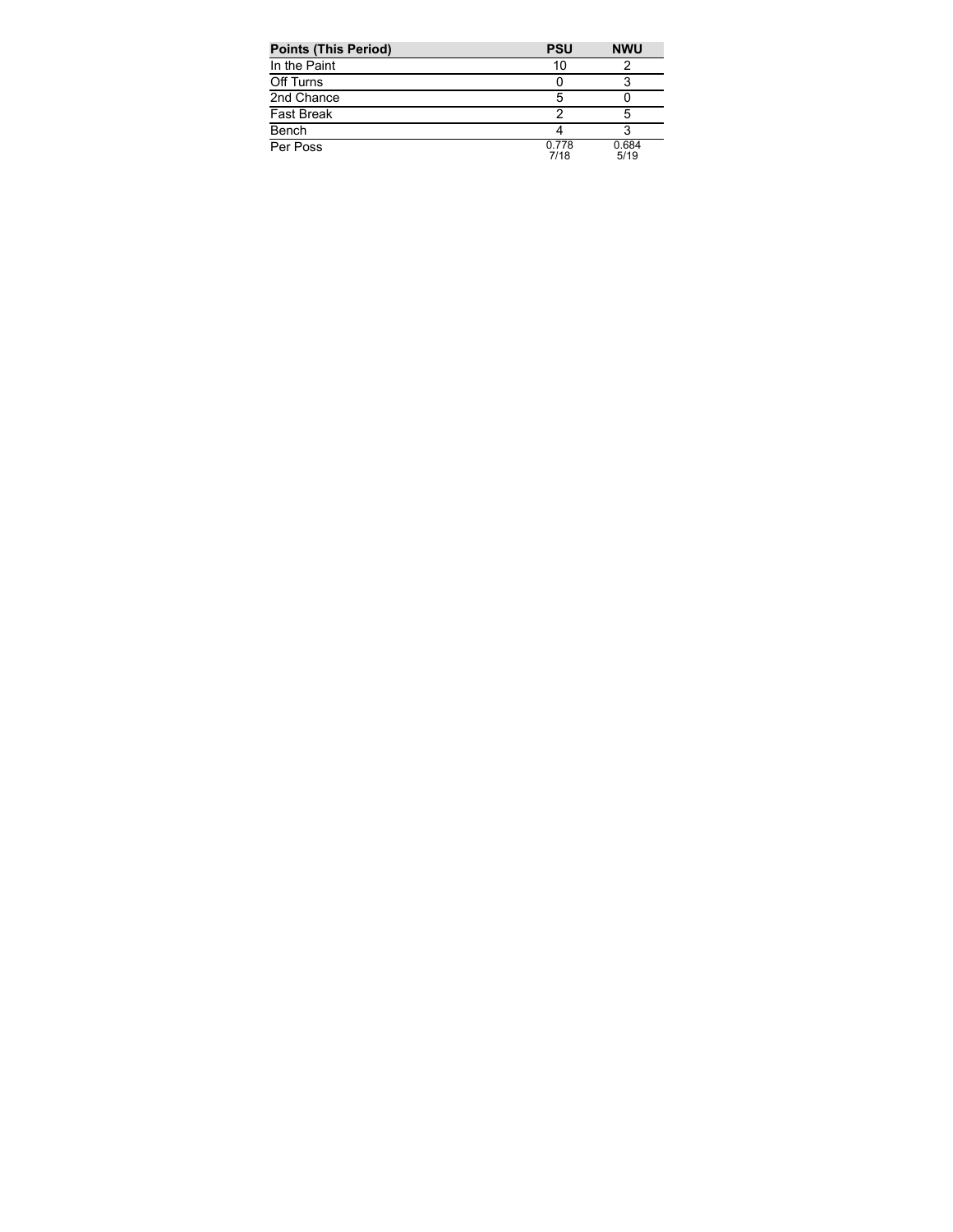| Points (This Period) | PSU | NWU |
| --- | --- | --- |
| In the Paint | 10 | 2 |
| Off Turns | 0 | 3 |
| 2nd Chance | 5 | 0 |
| Fast Break | 2 | 5 |
| Bench | 4 | 3 |
| Per Poss | 0.778 7/18 | 0.684 5/19 |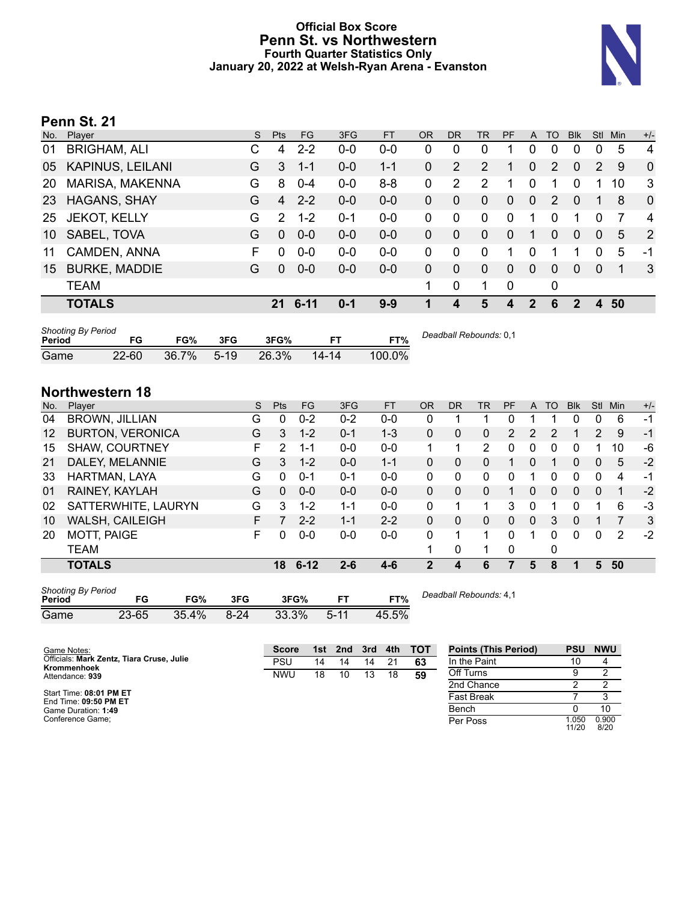# Official Box Score
## Penn St. vs Northwestern
### Fourth Quarter Statistics Only
### January 20, 2022 at Welsh-Ryan Arena - Evanston

## Penn St. 21

| No. | Player | S | Pts | FG | 3FG | FT | OR | DR | TR | PF | A | TO | Blk | Stl | Min | +/- |
|---|---|---|---|---|---|---|---|---|---|---|---|---|---|---|---|---|
| 01 | BRIGHAM, ALI | C | 4 | 2-2 | 0-0 | 0-0 | 0 | 0 | 0 | 1 | 0 | 0 | 0 | 0 | 5 | 4 |
| 05 | KAPINUS, LEILANI | G | 3 | 1-1 | 0-0 | 1-1 | 0 | 2 | 2 | 1 | 0 | 2 | 0 | 2 | 9 | 0 |
| 20 | MARISA, MAKENNA | G | 8 | 0-4 | 0-0 | 8-8 | 0 | 2 | 2 | 1 | 0 | 1 | 0 | 1 | 10 | 3 |
| 23 | HAGANS, SHAY | G | 4 | 2-2 | 0-0 | 0-0 | 0 | 0 | 0 | 0 | 0 | 2 | 0 | 1 | 8 | 0 |
| 25 | JEKOT, KELLY | G | 2 | 1-2 | 0-1 | 0-0 | 0 | 0 | 0 | 0 | 1 | 0 | 1 | 0 | 7 | 4 |
| 10 | SABEL, TOVA | G | 0 | 0-0 | 0-0 | 0-0 | 0 | 0 | 0 | 0 | 1 | 0 | 0 | 0 | 5 | 2 |
| 11 | CAMDEN, ANNA | F | 0 | 0-0 | 0-0 | 0-0 | 0 | 0 | 0 | 1 | 0 | 1 | 1 | 0 | 5 | -1 |
| 15 | BURKE, MADDIE | G | 0 | 0-0 | 0-0 | 0-0 | 0 | 0 | 0 | 0 | 0 | 0 | 0 | 0 | 1 | 3 |
| | TEAM | | | | | | 1 | 0 | 1 | 0 | | 0 | | | | |
| | **TOTALS** | | **21** | **6-11** | **0-1** | **9-9** | **1** | **4** | **5** | **4** | **2** | **6** | **2** | **4** | **50** | |

*Shooting By Period*

| Period | FG | FG% | 3FG | 3FG% | FT | FT% |
|---|---|---|---|---|---|---|
| Game | 22-60 | 36.7% | 5-19 | 26.3% | 14-14 | 100.0% |

*Deadball Rebounds:* 0,1

## Northwestern 18

| No. | Player | S | Pts | FG | 3FG | FT | OR | DR | TR | PF | A | TO | Blk | Stl | Min | +/- |
|---|---|---|---|---|---|---|---|---|---|---|---|---|---|---|---|---|
| 04 | BROWN, JILLIAN | G | 0 | 0-2 | 0-2 | 0-0 | 0 | 1 | 1 | 0 | 1 | 1 | 0 | 0 | 6 | -1 |
| 12 | BURTON, VERONICA | G | 3 | 1-2 | 0-1 | 1-3 | 0 | 0 | 0 | 2 | 2 | 2 | 1 | 2 | 9 | -1 |
| 15 | SHAW, COURTNEY | F | 2 | 1-1 | 0-0 | 0-0 | 1 | 1 | 2 | 0 | 0 | 0 | 0 | 1 | 10 | -6 |
| 21 | DALEY, MELANNIE | G | 3 | 1-2 | 0-0 | 1-1 | 0 | 0 | 0 | 1 | 0 | 1 | 0 | 0 | 5 | -2 |
| 33 | HARTMAN, LAYA | G | 0 | 0-1 | 0-1 | 0-0 | 0 | 0 | 0 | 0 | 1 | 0 | 0 | 0 | 4 | -1 |
| 01 | RAINEY, KAYLAH | G | 0 | 0-0 | 0-0 | 0-0 | 0 | 0 | 0 | 1 | 0 | 0 | 0 | 0 | 1 | -2 |
| 02 | SATTERWHITE, LAURYN | G | 3 | 1-2 | 1-1 | 0-0 | 0 | 1 | 1 | 3 | 0 | 1 | 0 | 1 | 6 | -3 |
| 10 | WALSH, CAILEIGH | F | 7 | 2-2 | 1-1 | 2-2 | 0 | 0 | 0 | 0 | 0 | 3 | 0 | 1 | 7 | 3 |
| 20 | MOTT, PAIGE | F | 0 | 0-0 | 0-0 | 0-0 | 0 | 1 | 1 | 0 | 1 | 0 | 0 | 0 | 2 | -2 |
| | TEAM | | | | | | 1 | 0 | 1 | 0 | | 0 | | | | |
| | **TOTALS** | | **18** | **6-12** | **2-6** | **4-6** | **2** | **4** | **6** | **7** | **5** | **8** | **1** | **5** | **50** | |

*Shooting By Period*

| Period | FG | FG% | 3FG | 3FG% | FT | FT% |
|---|---|---|---|---|---|---|
| Game | 23-65 | 35.4% | 8-24 | 33.3% | 5-11 | 45.5% |

*Deadball Rebounds:* 4,1

Game Notes:
Officials: **Mark Zentz, Tiara Cruse, Julie Krommenhoek**
Attendance: **939**

Start Time: **08:01 PM ET**
End Time: **09:50 PM ET**
Game Duration: **1:49**
Conference Game;

| Score | 1st | 2nd | 3rd | 4th | TOT |
|---|---|---|---|---|---|
| PSU | 14 | 14 | 14 | 21 | **63** |
| NWU | 18 | 10 | 13 | 18 | **59** |

| Points (This Period) | PSU | NWU |
|---|---|---|
| In the Paint | 10 | 4 |
| Off Turns | 9 | 2 |
| 2nd Chance | 2 | 2 |
| Fast Break | 7 | 3 |
| Bench | 0 | 10 |
| Per Poss | 1.050 11/20 | 0.900 8/20 |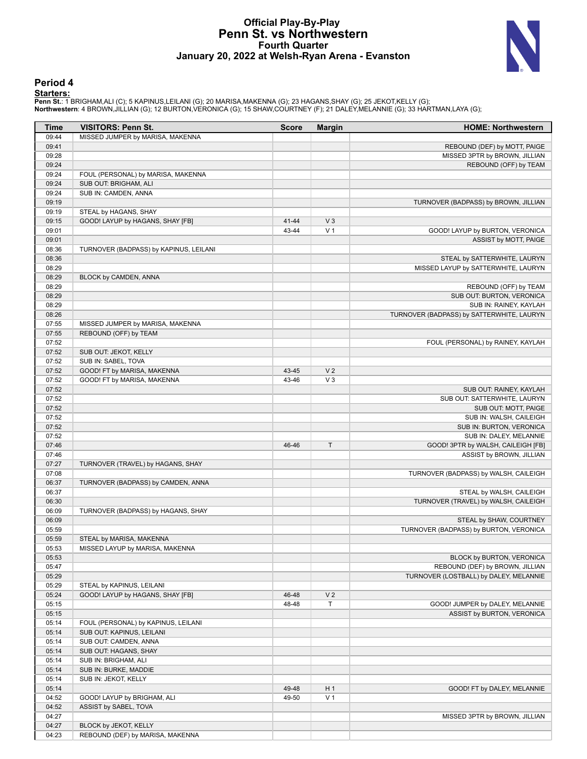# Official Play-By-Play
# Penn St. vs Northwestern
## Fourth Quarter
## January 20, 2022 at Welsh-Ryan Arena - Evanston

### Period 4

**Starters:**

**Penn St.**: 1 BRIGHAM,ALI (C); 5 KAPINUS,LEILANI (G); 20 MARISA,MAKENNA (G); 23 HAGANS,SHAY (G); 25 JEKOT,KELLY (G);
**Northwestern**: 4 BROWN,JILLIAN (G); 12 BURTON,VERONICA (G); 15 SHAW,COURTNEY (F); 21 DALEY,MELANNIE (G); 33 HARTMAN,LAYA (G);

| Time | VISITORS: Penn St. | Score | Margin | HOME: Northwestern |
|---|---|---|---|---|
| 09:44 | MISSED JUMPER by MARISA, MAKENNA | | | |
| 09:41 | | | | REBOUND (DEF) by MOTT, PAIGE |
| 09:28 | | | | MISSED 3PTR by BROWN, JILLIAN |
| 09:24 | | | | REBOUND (OFF) by TEAM |
| 09:24 | FOUL (PERSONAL) by MARISA, MAKENNA | | | |
| 09:24 | SUB OUT: BRIGHAM, ALI | | | |
| 09:24 | SUB IN: CAMDEN, ANNA | | | |
| 09:19 | | | | TURNOVER (BADPASS) by BROWN, JILLIAN |
| 09:19 | STEAL by HAGANS, SHAY | | | |
| 09:15 | GOOD! LAYUP by HAGANS, SHAY [FB] | 41-44 | V 3 | |
| 09:01 | | 43-44 | V 1 | GOOD! LAYUP by BURTON, VERONICA |
| 09:01 | | | | ASSIST by MOTT, PAIGE |
| 08:36 | TURNOVER (BADPASS) by KAPINUS, LEILANI | | | |
| 08:36 | | | | STEAL by SATTERWHITE, LAURYN |
| 08:29 | | | | MISSED LAYUP by SATTERWHITE, LAURYN |
| 08:29 | BLOCK by CAMDEN, ANNA | | | |
| 08:29 | | | | REBOUND (OFF) by TEAM |
| 08:29 | | | | SUB OUT: BURTON, VERONICA |
| 08:29 | | | | SUB IN: RAINEY, KAYLAH |
| 08:26 | | | | TURNOVER (BADPASS) by SATTERWHITE, LAURYN |
| 07:55 | MISSED JUMPER by MARISA, MAKENNA | | | |
| 07:55 | REBOUND (OFF) by TEAM | | | |
| 07:52 | | | | FOUL (PERSONAL) by RAINEY, KAYLAH |
| 07:52 | SUB OUT: JEKOT, KELLY | | | |
| 07:52 | SUB IN: SABEL, TOVA | | | |
| 07:52 | GOOD! FT by MARISA, MAKENNA | 43-45 | V 2 | |
| 07:52 | GOOD! FT by MARISA, MAKENNA | 43-46 | V 3 | |
| 07:52 | | | | SUB OUT: RAINEY, KAYLAH |
| 07:52 | | | | SUB OUT: SATTERWHITE, LAURYN |
| 07:52 | | | | SUB OUT: MOTT, PAIGE |
| 07:52 | | | | SUB IN: WALSH, CAILEIGH |
| 07:52 | | | | SUB IN: BURTON, VERONICA |
| 07:52 | | | | SUB IN: DALEY, MELANNIE |
| 07:46 | | 46-46 | T | GOOD! 3PTR by WALSH, CAILEIGH [FB] |
| 07:46 | | | | ASSIST by BROWN, JILLIAN |
| 07:27 | TURNOVER (TRAVEL) by HAGANS, SHAY | | | |
| 07:08 | | | | TURNOVER (BADPASS) by WALSH, CAILEIGH |
| 06:37 | TURNOVER (BADPASS) by CAMDEN, ANNA | | | |
| 06:37 | | | | STEAL by WALSH, CAILEIGH |
| 06:30 | | | | TURNOVER (TRAVEL) by WALSH, CAILEIGH |
| 06:09 | TURNOVER (BADPASS) by HAGANS, SHAY | | | |
| 06:09 | | | | STEAL by SHAW, COURTNEY |
| 05:59 | | | | TURNOVER (BADPASS) by BURTON, VERONICA |
| 05:59 | STEAL by MARISA, MAKENNA | | | |
| 05:53 | MISSED LAYUP by MARISA, MAKENNA | | | |
| 05:53 | | | | BLOCK by BURTON, VERONICA |
| 05:47 | | | | REBOUND (DEF) by BROWN, JILLIAN |
| 05:29 | | | | TURNOVER (LOSTBALL) by DALEY, MELANNIE |
| 05:29 | STEAL by KAPINUS, LEILANI | | | |
| 05:24 | GOOD! LAYUP by HAGANS, SHAY [FB] | 46-48 | V 2 | |
| 05:15 | | 48-48 | T | GOOD! JUMPER by DALEY, MELANNIE |
| 05:15 | | | | ASSIST by BURTON, VERONICA |
| 05:14 | FOUL (PERSONAL) by KAPINUS, LEILANI | | | |
| 05:14 | SUB OUT: KAPINUS, LEILANI | | | |
| 05:14 | SUB OUT: CAMDEN, ANNA | | | |
| 05:14 | SUB OUT: HAGANS, SHAY | | | |
| 05:14 | SUB IN: BRIGHAM, ALI | | | |
| 05:14 | SUB IN: BURKE, MADDIE | | | |
| 05:14 | SUB IN: JEKOT, KELLY | | | |
| 05:14 | | 49-48 | H 1 | GOOD! FT by DALEY, MELANNIE |
| 04:52 | GOOD! LAYUP by BRIGHAM, ALI | 49-50 | V 1 | |
| 04:52 | ASSIST by SABEL, TOVA | | | |
| 04:27 | | | | MISSED 3PTR by BROWN, JILLIAN |
| 04:27 | BLOCK by JEKOT, KELLY | | | |
| 04:23 | REBOUND (DEF) by MARISA, MAKENNA | | | |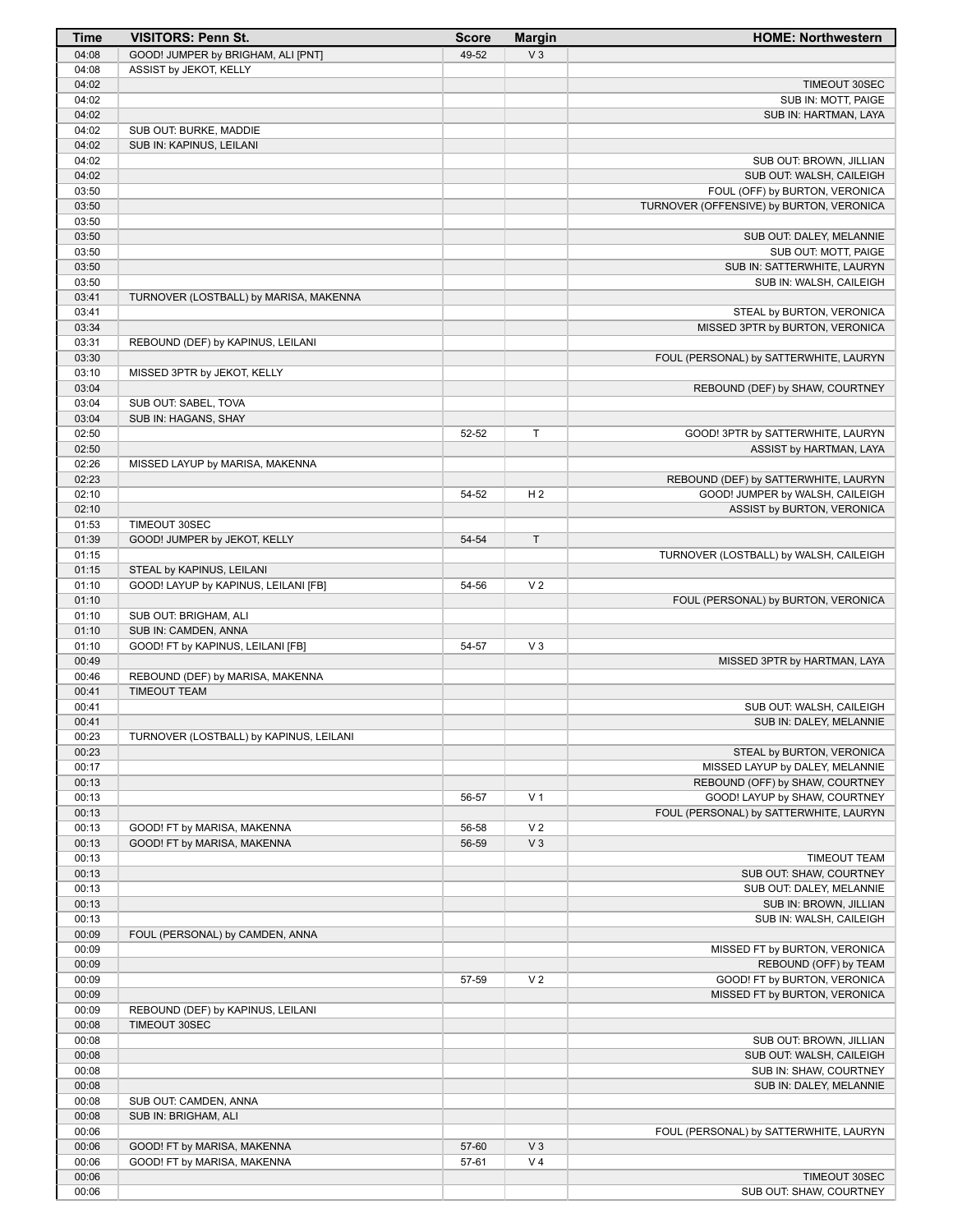| Time | VISITORS: Penn St. | Score | Margin | HOME: Northwestern |
| --- | --- | --- | --- | --- |
| 04:08 | GOOD! JUMPER by BRIGHAM, ALI [PNT] | 49-52 | V 3 | |
| 04:08 | ASSIST by JEKOT, KELLY | | | |
| 04:02 | | | | TIMEOUT 30SEC |
| 04:02 | | | | SUB IN: MOTT, PAIGE |
| 04:02 | | | | SUB IN: HARTMAN, LAYA |
| 04:02 | SUB OUT: BURKE, MADDIE | | | |
| 04:02 | SUB IN: KAPINUS, LEILANI | | | |
| 04:02 | | | | SUB OUT: BROWN, JILLIAN |
| 04:02 | | | | SUB OUT: WALSH, CAILEIGH |
| 03:50 | | | | FOUL (OFF) by BURTON, VERONICA |
| 03:50 | | | | TURNOVER (OFFENSIVE) by BURTON, VERONICA |
| 03:50 | | | | |
| 03:50 | | | | SUB OUT: DALEY, MELANNIE |
| 03:50 | | | | SUB OUT: MOTT, PAIGE |
| 03:50 | | | | SUB IN: SATTERWHITE, LAURYN |
| 03:50 | | | | SUB IN: WALSH, CAILEIGH |
| 03:41 | TURNOVER (LOSTBALL) by MARISA, MAKENNA | | | |
| 03:41 | | | | STEAL by BURTON, VERONICA |
| 03:34 | | | | MISSED 3PTR by BURTON, VERONICA |
| 03:31 | REBOUND (DEF) by KAPINUS, LEILANI | | | |
| 03:30 | | | | FOUL (PERSONAL) by SATTERWHITE, LAURYN |
| 03:10 | MISSED 3PTR by JEKOT, KELLY | | | |
| 03:04 | | | | REBOUND (DEF) by SHAW, COURTNEY |
| 03:04 | SUB OUT: SABEL, TOVA | | | |
| 03:04 | SUB IN: HAGANS, SHAY | | | |
| 02:50 | | 52-52 | T | GOOD! 3PTR by SATTERWHITE, LAURYN |
| 02:50 | | | | ASSIST by HARTMAN, LAYA |
| 02:26 | MISSED LAYUP by MARISA, MAKENNA | | | |
| 02:23 | | | | REBOUND (DEF) by SATTERWHITE, LAURYN |
| 02:10 | | 54-52 | H 2 | GOOD! JUMPER by WALSH, CAILEIGH |
| 02:10 | | | | ASSIST by BURTON, VERONICA |
| 01:53 | TIMEOUT 30SEC | | | |
| 01:39 | GOOD! JUMPER by JEKOT, KELLY | 54-54 | T | |
| 01:15 | | | | TURNOVER (LOSTBALL) by WALSH, CAILEIGH |
| 01:15 | STEAL by KAPINUS, LEILANI | | | |
| 01:10 | GOOD! LAYUP by KAPINUS, LEILANI [FB] | 54-56 | V 2 | |
| 01:10 | | | | FOUL (PERSONAL) by BURTON, VERONICA |
| 01:10 | SUB OUT: BRIGHAM, ALI | | | |
| 01:10 | SUB IN: CAMDEN, ANNA | | | |
| 01:10 | GOOD! FT by KAPINUS, LEILANI [FB] | 54-57 | V 3 | |
| 00:49 | | | | MISSED 3PTR by HARTMAN, LAYA |
| 00:46 | REBOUND (DEF) by MARISA, MAKENNA | | | |
| 00:41 | TIMEOUT TEAM | | | |
| 00:41 | | | | SUB OUT: WALSH, CAILEIGH |
| 00:41 | | | | SUB IN: DALEY, MELANNIE |
| 00:23 | TURNOVER (LOSTBALL) by KAPINUS, LEILANI | | | |
| 00:23 | | | | STEAL by BURTON, VERONICA |
| 00:17 | | | | MISSED LAYUP by DALEY, MELANNIE |
| 00:13 | | | | REBOUND (OFF) by SHAW, COURTNEY |
| 00:13 | | 56-57 | V 1 | GOOD! LAYUP by SHAW, COURTNEY |
| 00:13 | | | | FOUL (PERSONAL) by SATTERWHITE, LAURYN |
| 00:13 | GOOD! FT by MARISA, MAKENNA | 56-58 | V 2 | |
| 00:13 | GOOD! FT by MARISA, MAKENNA | 56-59 | V 3 | |
| 00:13 | | | | TIMEOUT TEAM |
| 00:13 | | | | SUB OUT: SHAW, COURTNEY |
| 00:13 | | | | SUB OUT: DALEY, MELANNIE |
| 00:13 | | | | SUB IN: BROWN, JILLIAN |
| 00:13 | | | | SUB IN: WALSH, CAILEIGH |
| 00:09 | FOUL (PERSONAL) by CAMDEN, ANNA | | | |
| 00:09 | | | | MISSED FT by BURTON, VERONICA |
| 00:09 | | | | REBOUND (OFF) by TEAM |
| 00:09 | | 57-59 | V 2 | GOOD! FT by BURTON, VERONICA |
| 00:09 | | | | MISSED FT by BURTON, VERONICA |
| 00:09 | REBOUND (DEF) by KAPINUS, LEILANI | | | |
| 00:08 | TIMEOUT 30SEC | | | |
| 00:08 | | | | SUB OUT: BROWN, JILLIAN |
| 00:08 | | | | SUB OUT: WALSH, CAILEIGH |
| 00:08 | | | | SUB IN: SHAW, COURTNEY |
| 00:08 | | | | SUB IN: DALEY, MELANNIE |
| 00:08 | SUB OUT: CAMDEN, ANNA | | | |
| 00:08 | SUB IN: BRIGHAM, ALI | | | |
| 00:06 | | | | FOUL (PERSONAL) by SATTERWHITE, LAURYN |
| 00:06 | GOOD! FT by MARISA, MAKENNA | 57-60 | V 3 | |
| 00:06 | GOOD! FT by MARISA, MAKENNA | 57-61 | V 4 | |
| 00:06 | | | | TIMEOUT 30SEC |
| 00:06 | | | | SUB OUT: SHAW, COURTNEY |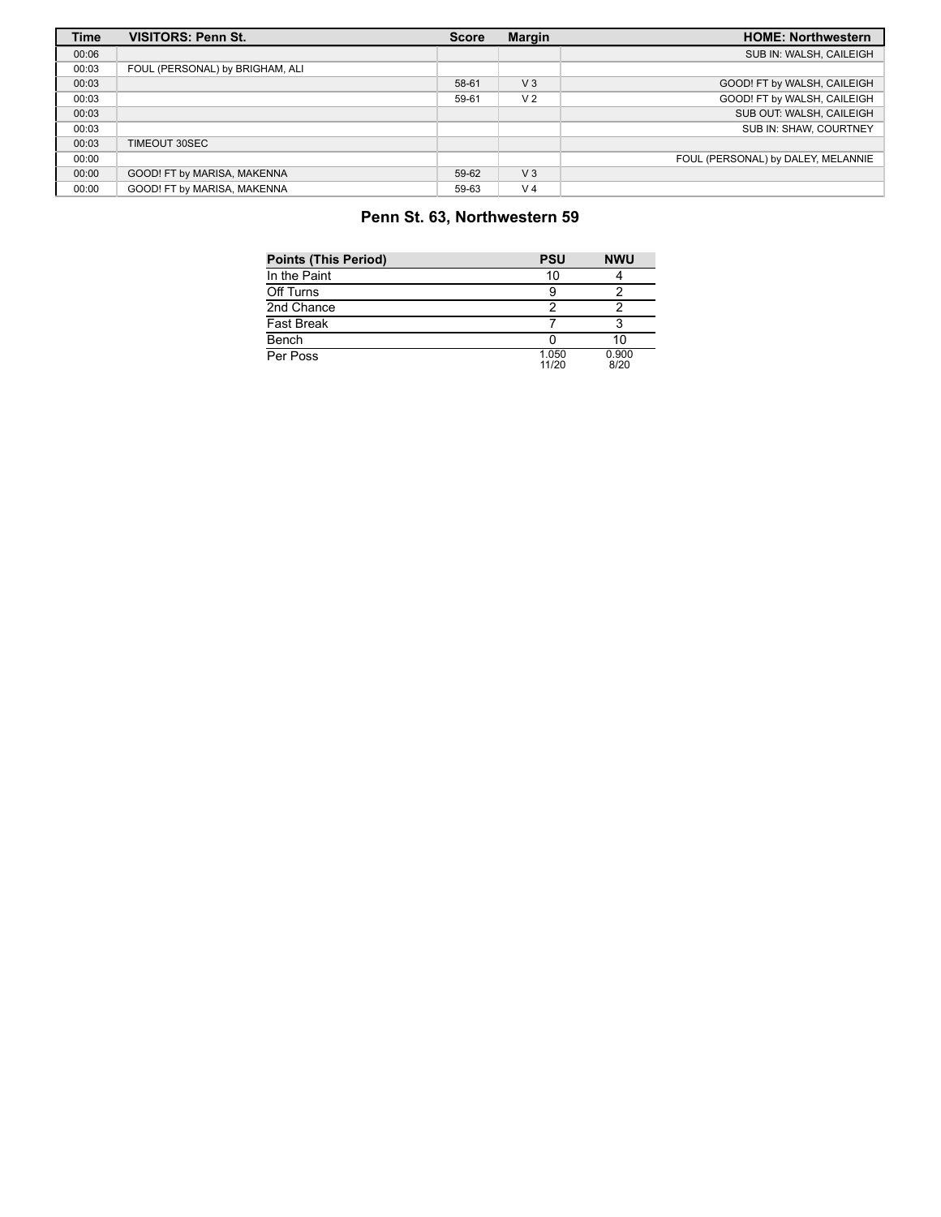| Time | VISITORS: Penn St. | Score | Margin | HOME: Northwestern |
| --- | --- | --- | --- | --- |
| 00:06 | | | | SUB IN: WALSH, CAILEIGH |
| 00:03 | FOUL (PERSONAL) by BRIGHAM, ALI | | | |
| 00:03 | | 58-61 | V 3 | GOOD! FT by WALSH, CAILEIGH |
| 00:03 | | 59-61 | V 2 | GOOD! FT by WALSH, CAILEIGH |
| 00:03 | | | | SUB OUT: WALSH, CAILEIGH |
| 00:03 | | | | SUB IN: SHAW, COURTNEY |
| 00:03 | TIMEOUT 30SEC | | | |
| 00:00 | | | | FOUL (PERSONAL) by DALEY, MELANNIE |
| 00:00 | GOOD! FT by MARISA, MAKENNA | 59-62 | V 3 | |
| 00:00 | GOOD! FT by MARISA, MAKENNA | 59-63 | V 4 | |

## Penn St. 63, Northwestern 59

| Points (This Period) | PSU | NWU |
| --- | --- | --- |
| In the Paint | 10 | 4 |
| Off Turns | 9 | 2 |
| 2nd Chance | 2 | 2 |
| Fast Break | 7 | 3 |
| Bench | 0 | 10 |
| Per Poss | 1.050 11/20 | 0.900 8/20 |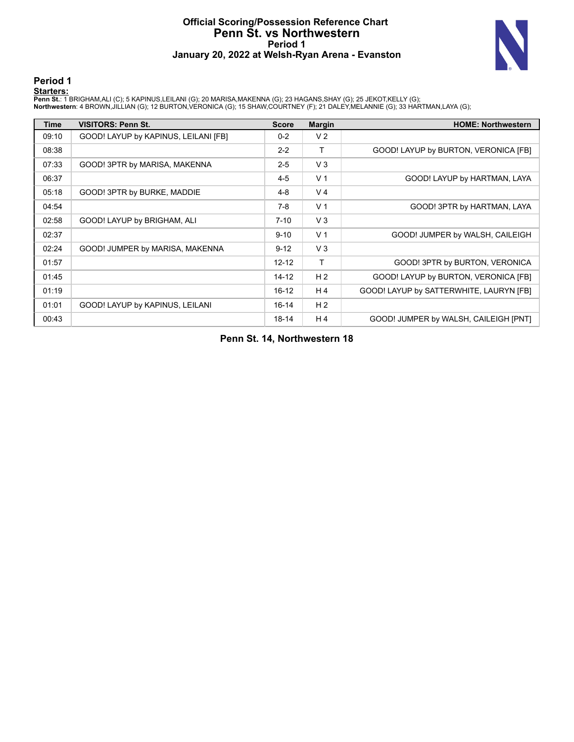# Official Scoring/Possession Reference Chart
## Penn St. vs Northwestern
### Period 1
### January 20, 2022 at Welsh-Ryan Arena - Evanston

## Period 1

**Starters:**

**Penn St.**: 1 BRIGHAM,ALI (C); 5 KAPINUS,LEILANI (G); 20 MARISA,MAKENNA (G); 23 HAGANS,SHAY (G); 25 JEKOT,KELLY (G);
**Northwestern**: 4 BROWN,JILLIAN (G); 12 BURTON,VERONICA (G); 15 SHAW,COURTNEY (F); 21 DALEY,MELANNIE (G); 33 HARTMAN,LAYA (G);

| Time | VISITORS: Penn St. | Score | Margin | HOME: Northwestern |
|---|---|---|---|---|
| 09:10 | GOOD! LAYUP by KAPINUS, LEILANI [FB] | 0-2 | V 2 | |
| 08:38 | | 2-2 | T | GOOD! LAYUP by BURTON, VERONICA [FB] |
| 07:33 | GOOD! 3PTR by MARISA, MAKENNA | 2-5 | V 3 | |
| 06:37 | | 4-5 | V 1 | GOOD! LAYUP by HARTMAN, LAYA |
| 05:18 | GOOD! 3PTR by BURKE, MADDIE | 4-8 | V 4 | |
| 04:54 | | 7-8 | V 1 | GOOD! 3PTR by HARTMAN, LAYA |
| 02:58 | GOOD! LAYUP by BRIGHAM, ALI | 7-10 | V 3 | |
| 02:37 | | 9-10 | V 1 | GOOD! JUMPER by WALSH, CAILEIGH |
| 02:24 | GOOD! JUMPER by MARISA, MAKENNA | 9-12 | V 3 | |
| 01:57 | | 12-12 | T | GOOD! 3PTR by BURTON, VERONICA |
| 01:45 | | 14-12 | H 2 | GOOD! LAYUP by BURTON, VERONICA [FB] |
| 01:19 | | 16-12 | H 4 | GOOD! LAYUP by SATTERWHITE, LAURYN [FB] |
| 01:01 | GOOD! LAYUP by KAPINUS, LEILANI | 16-14 | H 2 | |
| 00:43 | | 18-14 | H 4 | GOOD! JUMPER by WALSH, CAILEIGH [PNT] |

**Penn St. 14, Northwestern 18**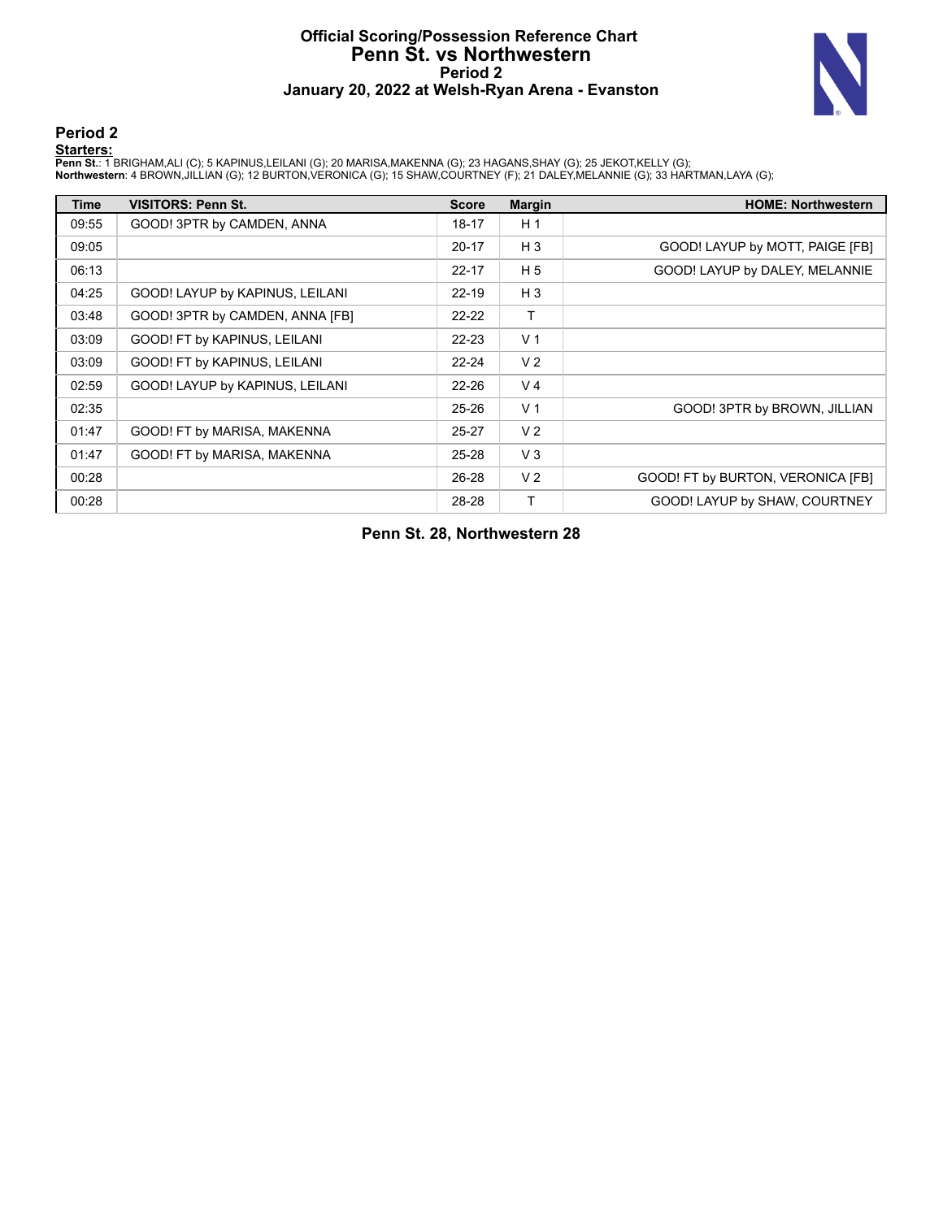# Official Scoring/Possession Reference Chart
## Penn St. vs Northwestern
### Period 2
### January 20, 2022 at Welsh-Ryan Arena - Evanston

## Period 2

**Starters:**

**Penn St.**: 1 BRIGHAM,ALI (C); 5 KAPINUS,LEILANI (G); 20 MARISA,MAKENNA (G); 23 HAGANS,SHAY (G); 25 JEKOT,KELLY (G);
**Northwestern**: 4 BROWN,JILLIAN (G); 12 BURTON,VERONICA (G); 15 SHAW,COURTNEY (F); 21 DALEY,MELANNIE (G); 33 HARTMAN,LAYA (G);

| Time | VISITORS: Penn St. | Score | Margin | HOME: Northwestern |
|---|---|---|---|---|
| 09:55 | GOOD! 3PTR by CAMDEN, ANNA | 18-17 | H 1 | |
| 09:05 | | 20-17 | H 3 | GOOD! LAYUP by MOTT, PAIGE [FB] |
| 06:13 | | 22-17 | H 5 | GOOD! LAYUP by DALEY, MELANNIE |
| 04:25 | GOOD! LAYUP by KAPINUS, LEILANI | 22-19 | H 3 | |
| 03:48 | GOOD! 3PTR by CAMDEN, ANNA [FB] | 22-22 | T | |
| 03:09 | GOOD! FT by KAPINUS, LEILANI | 22-23 | V 1 | |
| 03:09 | GOOD! FT by KAPINUS, LEILANI | 22-24 | V 2 | |
| 02:59 | GOOD! LAYUP by KAPINUS, LEILANI | 22-26 | V 4 | |
| 02:35 | | 25-26 | V 1 | GOOD! 3PTR by BROWN, JILLIAN |
| 01:47 | GOOD! FT by MARISA, MAKENNA | 25-27 | V 2 | |
| 01:47 | GOOD! FT by MARISA, MAKENNA | 25-28 | V 3 | |
| 00:28 | | 26-28 | V 2 | GOOD! FT by BURTON, VERONICA [FB] |
| 00:28 | | 28-28 | T | GOOD! LAYUP by SHAW, COURTNEY |

**Penn St. 28, Northwestern 28**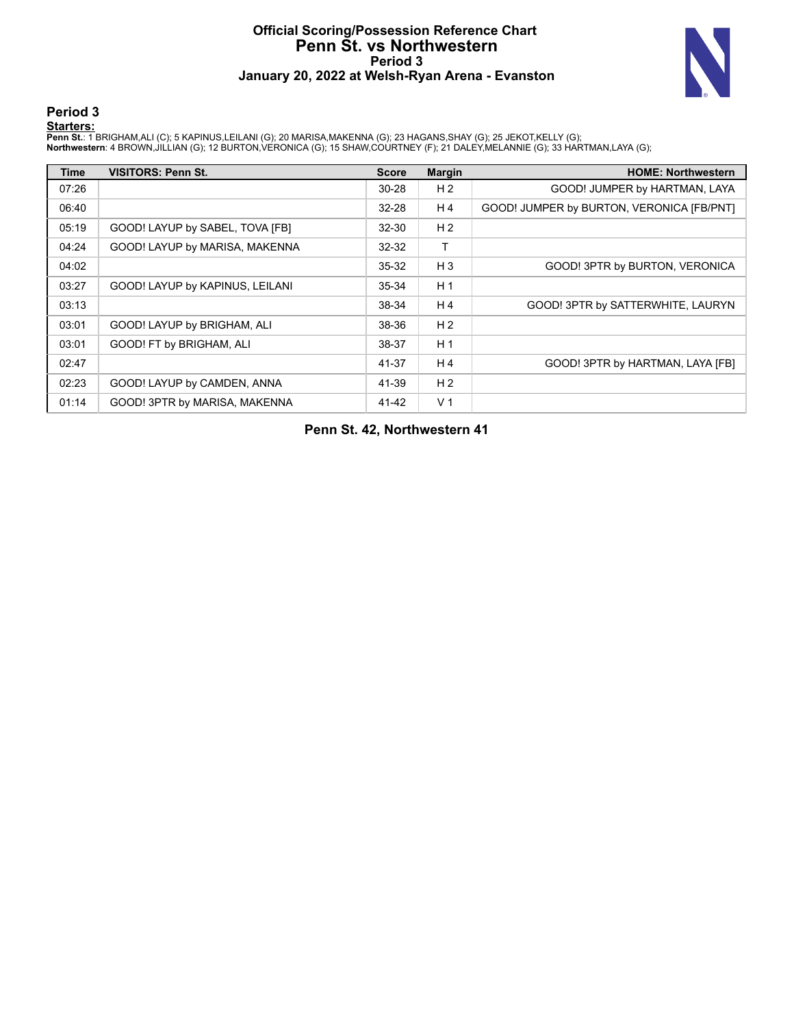# Official Scoring/Possession Reference Chart
# Penn St. vs Northwestern
## Period 3
## January 20, 2022 at Welsh-Ryan Arena - Evanston

### Period 3

**Starters:**

**Penn St.**: 1 BRIGHAM,ALI (C); 5 KAPINUS,LEILANI (G); 20 MARISA,MAKENNA (G); 23 HAGANS,SHAY (G); 25 JEKOT,KELLY (G);
**Northwestern**: 4 BROWN,JILLIAN (G); 12 BURTON,VERONICA (G); 15 SHAW,COURTNEY (F); 21 DALEY,MELANNIE (G); 33 HARTMAN,LAYA (G);

| Time | VISITORS: Penn St. | Score | Margin | HOME: Northwestern |
|---|---|---|---|---|
| 07:26 | | 30-28 | H 2 | GOOD! JUMPER by HARTMAN, LAYA |
| 06:40 | | 32-28 | H 4 | GOOD! JUMPER by BURTON, VERONICA [FB/PNT] |
| 05:19 | GOOD! LAYUP by SABEL, TOVA [FB] | 32-30 | H 2 | |
| 04:24 | GOOD! LAYUP by MARISA, MAKENNA | 32-32 | T | |
| 04:02 | | 35-32 | H 3 | GOOD! 3PTR by BURTON, VERONICA |
| 03:27 | GOOD! LAYUP by KAPINUS, LEILANI | 35-34 | H 1 | |
| 03:13 | | 38-34 | H 4 | GOOD! 3PTR by SATTERWHITE, LAURYN |
| 03:01 | GOOD! LAYUP by BRIGHAM, ALI | 38-36 | H 2 | |
| 03:01 | GOOD! FT by BRIGHAM, ALI | 38-37 | H 1 | |
| 02:47 | | 41-37 | H 4 | GOOD! 3PTR by HARTMAN, LAYA [FB] |
| 02:23 | GOOD! LAYUP by CAMDEN, ANNA | 41-39 | H 2 | |
| 01:14 | GOOD! 3PTR by MARISA, MAKENNA | 41-42 | V 1 | |

**Penn St. 42, Northwestern 41**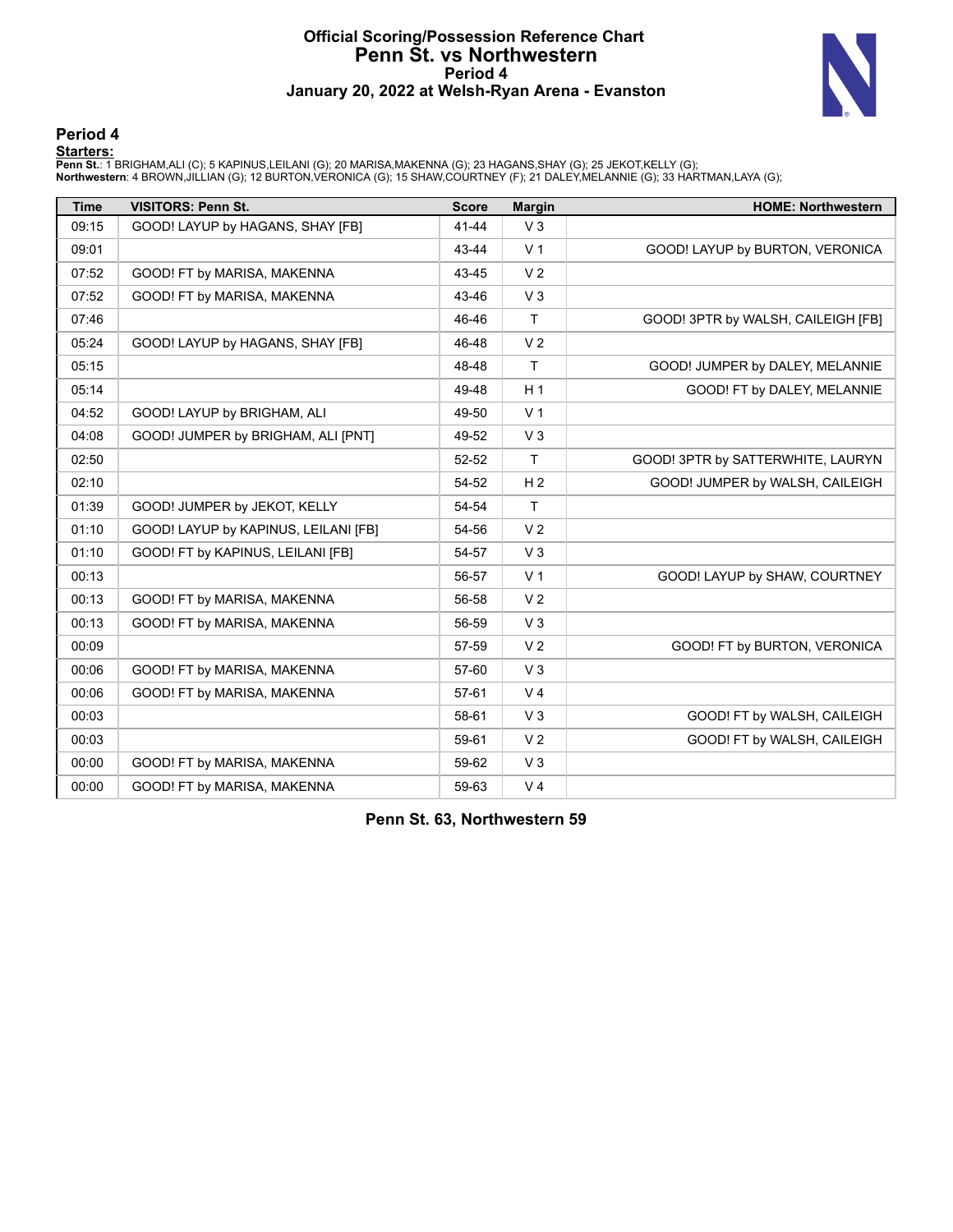# Official Scoring/Possession Reference Chart
## Penn St. vs Northwestern
### Period 4
### January 20, 2022 at Welsh-Ryan Arena - Evanston

## Period 4

**Starters:**

**Penn St.**: 1 BRIGHAM,ALI (C); 5 KAPINUS,LEILANI (G); 20 MARISA,MAKENNA (G); 23 HAGANS,SHAY (G); 25 JEKOT,KELLY (G);
**Northwestern**: 4 BROWN,JILLIAN (G); 12 BURTON,VERONICA (G); 15 SHAW,COURTNEY (F); 21 DALEY,MELANNIE (G); 33 HARTMAN,LAYA (G);

| Time | VISITORS: Penn St. | Score | Margin | HOME: Northwestern |
|---|---|---|---|---|
| 09:15 | GOOD! LAYUP by HAGANS, SHAY [FB] | 41-44 | V 3 | |
| 09:01 | | 43-44 | V 1 | GOOD! LAYUP by BURTON, VERONICA |
| 07:52 | GOOD! FT by MARISA, MAKENNA | 43-45 | V 2 | |
| 07:52 | GOOD! FT by MARISA, MAKENNA | 43-46 | V 3 | |
| 07:46 | | 46-46 | T | GOOD! 3PTR by WALSH, CAILEIGH [FB] |
| 05:24 | GOOD! LAYUP by HAGANS, SHAY [FB] | 46-48 | V 2 | |
| 05:15 | | 48-48 | T | GOOD! JUMPER by DALEY, MELANNIE |
| 05:14 | | 49-48 | H 1 | GOOD! FT by DALEY, MELANNIE |
| 04:52 | GOOD! LAYUP by BRIGHAM, ALI | 49-50 | V 1 | |
| 04:08 | GOOD! JUMPER by BRIGHAM, ALI [PNT] | 49-52 | V 3 | |
| 02:50 | | 52-52 | T | GOOD! 3PTR by SATTERWHITE, LAURYN |
| 02:10 | | 54-52 | H 2 | GOOD! JUMPER by WALSH, CAILEIGH |
| 01:39 | GOOD! JUMPER by JEKOT, KELLY | 54-54 | T | |
| 01:10 | GOOD! LAYUP by KAPINUS, LEILANI [FB] | 54-56 | V 2 | |
| 01:10 | GOOD! FT by KAPINUS, LEILANI [FB] | 54-57 | V 3 | |
| 00:13 | | 56-57 | V 1 | GOOD! LAYUP by SHAW, COURTNEY |
| 00:13 | GOOD! FT by MARISA, MAKENNA | 56-58 | V 2 | |
| 00:13 | GOOD! FT by MARISA, MAKENNA | 56-59 | V 3 | |
| 00:09 | | 57-59 | V 2 | GOOD! FT by BURTON, VERONICA |
| 00:06 | GOOD! FT by MARISA, MAKENNA | 57-60 | V 3 | |
| 00:06 | GOOD! FT by MARISA, MAKENNA | 57-61 | V 4 | |
| 00:03 | | 58-61 | V 3 | GOOD! FT by WALSH, CAILEIGH |
| 00:03 | | 59-61 | V 2 | GOOD! FT by WALSH, CAILEIGH |
| 00:00 | GOOD! FT by MARISA, MAKENNA | 59-62 | V 3 | |
| 00:00 | GOOD! FT by MARISA, MAKENNA | 59-63 | V 4 | |

**Penn St. 63, Northwestern 59**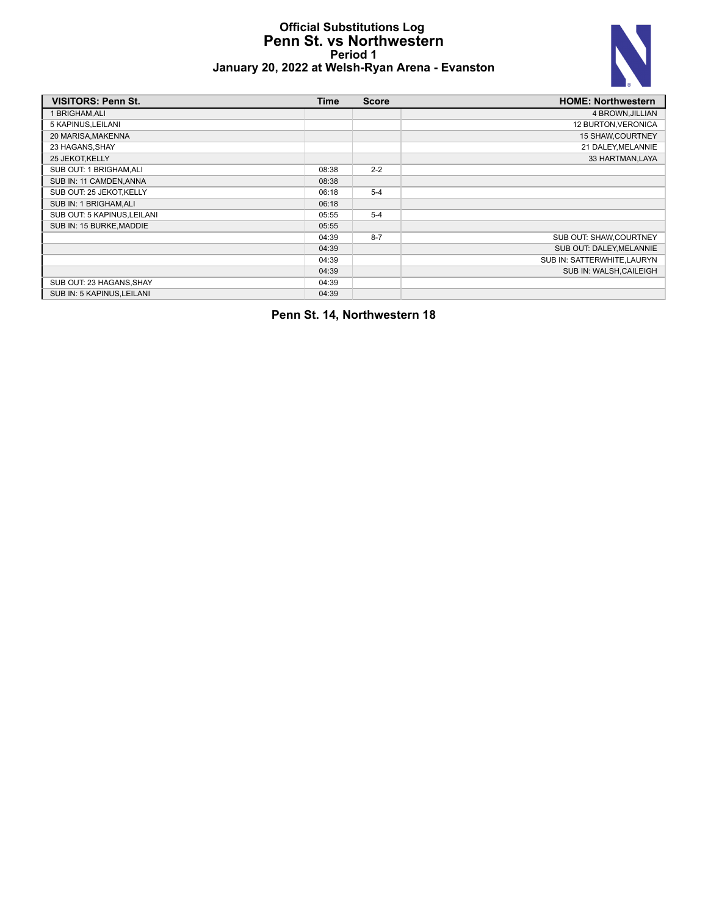# Official Substitutions Log
## Penn St. vs Northwestern
### Period 1
### January 20, 2022 at Welsh-Ryan Arena - Evanston

| VISITORS: Penn St. | Time | Score | HOME: Northwestern |
|---|---|---|---|
| 1 BRIGHAM,ALI | | | 4 BROWN,JILLIAN |
| 5 KAPINUS,LEILANI | | | 12 BURTON,VERONICA |
| 20 MARISA,MAKENNA | | | 15 SHAW,COURTNEY |
| 23 HAGANS,SHAY | | | 21 DALEY,MELANNIE |
| 25 JEKOT,KELLY | | | 33 HARTMAN,LAYA |
| SUB OUT: 1 BRIGHAM,ALI | 08:38 | 2-2 | |
| SUB IN: 11 CAMDEN,ANNA | 08:38 | | |
| SUB OUT: 25 JEKOT,KELLY | 06:18 | 5-4 | |
| SUB IN: 1 BRIGHAM,ALI | 06:18 | | |
| SUB OUT: 5 KAPINUS,LEILANI | 05:55 | 5-4 | |
| SUB IN: 15 BURKE,MADDIE | 05:55 | | |
| | 04:39 | 8-7 | SUB OUT: SHAW,COURTNEY |
| | 04:39 | | SUB OUT: DALEY,MELANNIE |
| | 04:39 | | SUB IN: SATTERWHITE,LAURYN |
| | 04:39 | | SUB IN: WALSH,CAILEIGH |
| SUB OUT: 23 HAGANS,SHAY | 04:39 | | |
| SUB IN: 5 KAPINUS,LEILANI | 04:39 | | |

**Penn St. 14, Northwestern 18**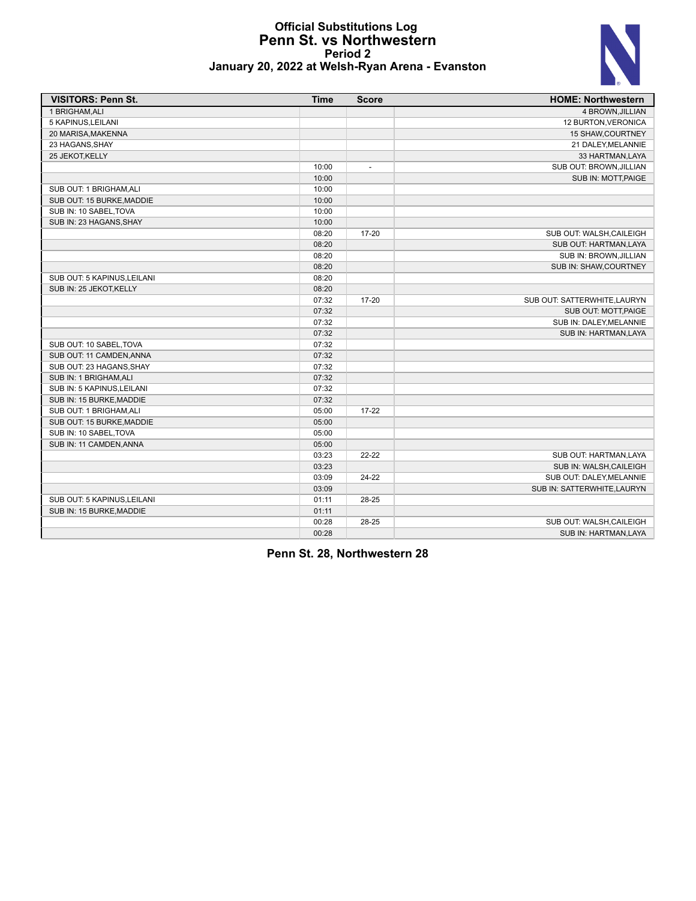# Official Substitutions Log
## Penn St. vs Northwestern
### Period 2
### January 20, 2022 at Welsh-Ryan Arena - Evanston

| VISITORS: Penn St. | Time | Score | HOME: Northwestern |
|---|---|---|---|
| 1 BRIGHAM,ALI | | | 4 BROWN,JILLIAN |
| 5 KAPINUS,LEILANI | | | 12 BURTON,VERONICA |
| 20 MARISA,MAKENNA | | | 15 SHAW,COURTNEY |
| 23 HAGANS,SHAY | | | 21 DALEY,MELANNIE |
| 25 JEKOT,KELLY | | | 33 HARTMAN,LAYA |
| | 10:00 | - | SUB OUT: BROWN,JILLIAN |
| | 10:00 | | SUB IN: MOTT,PAIGE |
| SUB OUT: 1 BRIGHAM,ALI | 10:00 | | |
| SUB OUT: 15 BURKE,MADDIE | 10:00 | | |
| SUB IN: 10 SABEL,TOVA | 10:00 | | |
| SUB IN: 23 HAGANS,SHAY | 10:00 | | |
| | 08:20 | 17-20 | SUB OUT: WALSH,CAILEIGH |
| | 08:20 | | SUB OUT: HARTMAN,LAYA |
| | 08:20 | | SUB IN: BROWN,JILLIAN |
| | 08:20 | | SUB IN: SHAW,COURTNEY |
| SUB OUT: 5 KAPINUS,LEILANI | 08:20 | | |
| SUB IN: 25 JEKOT,KELLY | 08:20 | | |
| | 07:32 | 17-20 | SUB OUT: SATTERWHITE,LAURYN |
| | 07:32 | | SUB OUT: MOTT,PAIGE |
| | 07:32 | | SUB IN: DALEY,MELANNIE |
| | 07:32 | | SUB IN: HARTMAN,LAYA |
| SUB OUT: 10 SABEL,TOVA | 07:32 | | |
| SUB OUT: 11 CAMDEN,ANNA | 07:32 | | |
| SUB OUT: 23 HAGANS,SHAY | 07:32 | | |
| SUB IN: 1 BRIGHAM,ALI | 07:32 | | |
| SUB IN: 5 KAPINUS,LEILANI | 07:32 | | |
| SUB IN: 15 BURKE,MADDIE | 07:32 | | |
| SUB OUT: 1 BRIGHAM,ALI | 05:00 | 17-22 | |
| SUB OUT: 15 BURKE,MADDIE | 05:00 | | |
| SUB IN: 10 SABEL,TOVA | 05:00 | | |
| SUB IN: 11 CAMDEN,ANNA | 05:00 | | |
| | 03:23 | 22-22 | SUB OUT: HARTMAN,LAYA |
| | 03:23 | | SUB IN: WALSH,CAILEIGH |
| | 03:09 | 24-22 | SUB OUT: DALEY,MELANNIE |
| | 03:09 | | SUB IN: SATTERWHITE,LAURYN |
| SUB OUT: 5 KAPINUS,LEILANI | 01:11 | 28-25 | |
| SUB IN: 15 BURKE,MADDIE | 01:11 | | |
| | 00:28 | 28-25 | SUB OUT: WALSH,CAILEIGH |
| | 00:28 | | SUB IN: HARTMAN,LAYA |

**Penn St. 28, Northwestern 28**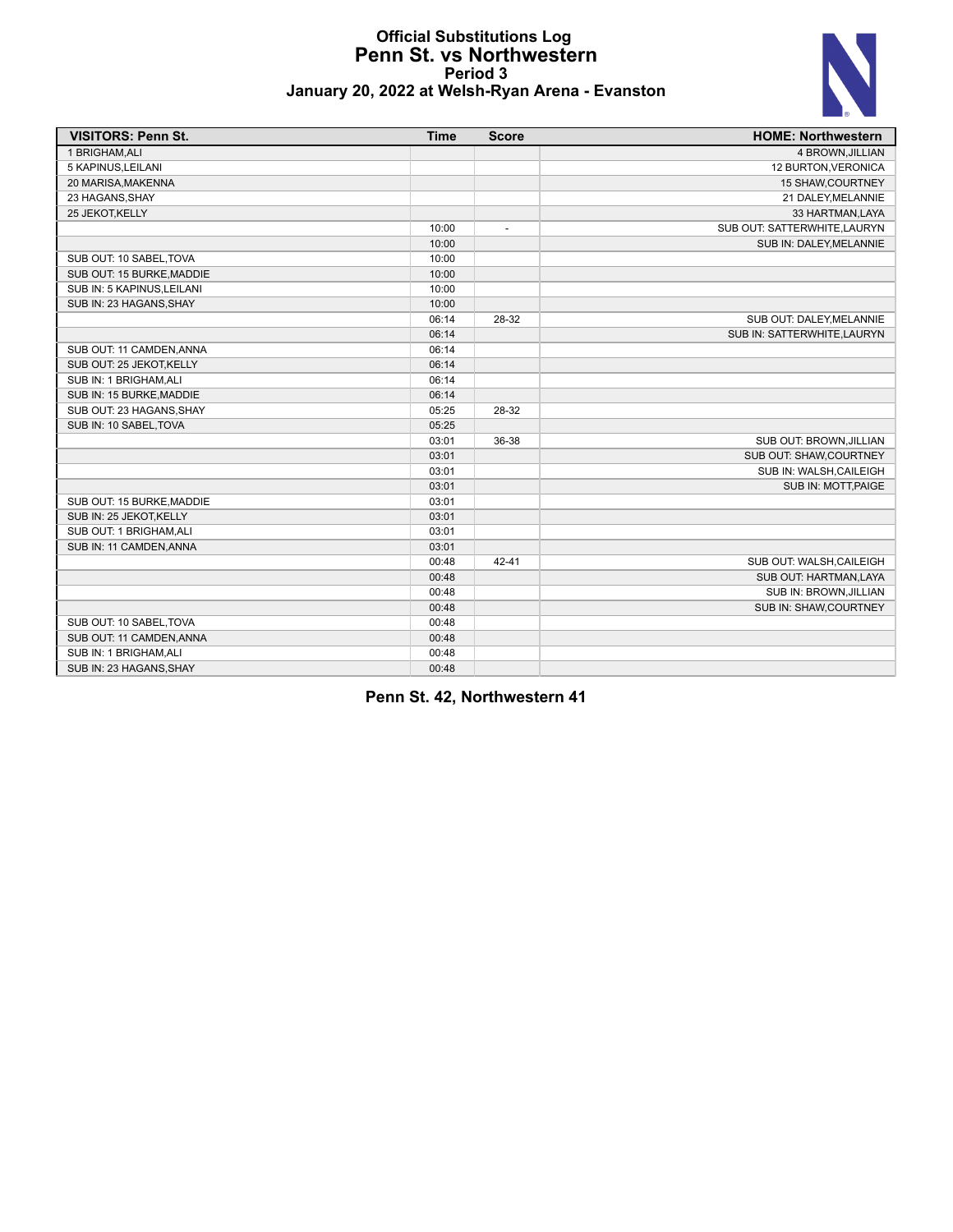# Official Substitutions Log
## Penn St. vs Northwestern
### Period 3
### January 20, 2022 at Welsh-Ryan Arena - Evanston

| VISITORS: Penn St. | Time | Score | HOME: Northwestern |
|---|---|---|---|
| 1 BRIGHAM,ALI | | | 4 BROWN,JILLIAN |
| 5 KAPINUS,LEILANI | | | 12 BURTON,VERONICA |
| 20 MARISA,MAKENNA | | | 15 SHAW,COURTNEY |
| 23 HAGANS,SHAY | | | 21 DALEY,MELANNIE |
| 25 JEKOT,KELLY | | | 33 HARTMAN,LAYA |
| | 10:00 | - | SUB OUT: SATTERWHITE,LAURYN |
| | 10:00 | | SUB IN: DALEY,MELANNIE |
| SUB OUT: 10 SABEL,TOVA | 10:00 | | |
| SUB OUT: 15 BURKE,MADDIE | 10:00 | | |
| SUB IN: 5 KAPINUS,LEILANI | 10:00 | | |
| SUB IN: 23 HAGANS,SHAY | 10:00 | | |
| | 06:14 | 28-32 | SUB OUT: DALEY,MELANNIE |
| | 06:14 | | SUB IN: SATTERWHITE,LAURYN |
| SUB OUT: 11 CAMDEN,ANNA | 06:14 | | |
| SUB OUT: 25 JEKOT,KELLY | 06:14 | | |
| SUB IN: 1 BRIGHAM,ALI | 06:14 | | |
| SUB IN: 15 BURKE,MADDIE | 06:14 | | |
| SUB OUT: 23 HAGANS,SHAY | 05:25 | 28-32 | |
| SUB IN: 10 SABEL,TOVA | 05:25 | | |
| | 03:01 | 36-38 | SUB OUT: BROWN,JILLIAN |
| | 03:01 | | SUB OUT: SHAW,COURTNEY |
| | 03:01 | | SUB IN: WALSH,CAILEIGH |
| | 03:01 | | SUB IN: MOTT,PAIGE |
| SUB OUT: 15 BURKE,MADDIE | 03:01 | | |
| SUB IN: 25 JEKOT,KELLY | 03:01 | | |
| SUB OUT: 1 BRIGHAM,ALI | 03:01 | | |
| SUB IN: 11 CAMDEN,ANNA | 03:01 | | |
| | 00:48 | 42-41 | SUB OUT: WALSH,CAILEIGH |
| | 00:48 | | SUB OUT: HARTMAN,LAYA |
| | 00:48 | | SUB IN: BROWN,JILLIAN |
| | 00:48 | | SUB IN: SHAW,COURTNEY |
| SUB OUT: 10 SABEL,TOVA | 00:48 | | |
| SUB OUT: 11 CAMDEN,ANNA | 00:48 | | |
| SUB IN: 1 BRIGHAM,ALI | 00:48 | | |
| SUB IN: 23 HAGANS,SHAY | 00:48 | | |

**Penn St. 42, Northwestern 41**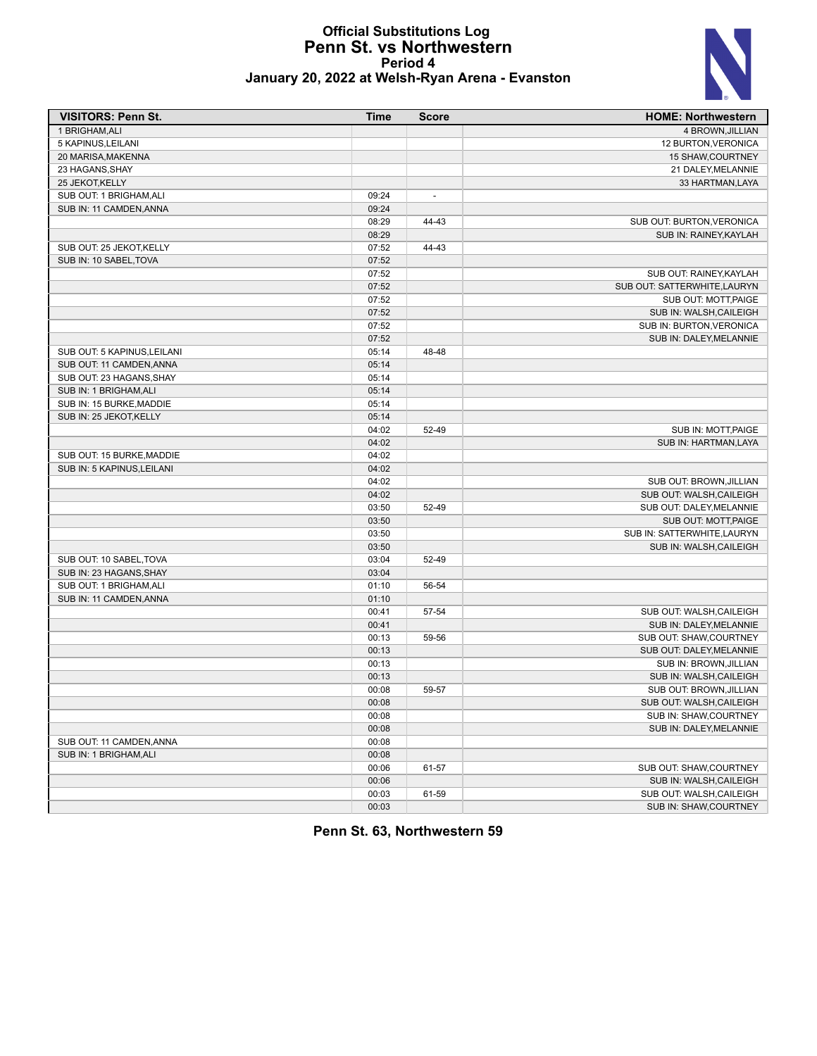# Official Substitutions Log
## Penn St. vs Northwestern
### Period 4
### January 20, 2022 at Welsh-Ryan Arena - Evanston

| VISITORS: Penn St. | Time | Score | HOME: Northwestern |
|---|---|---|---|
| 1 BRIGHAM,ALI | | | 4 BROWN,JILLIAN |
| 5 KAPINUS,LEILANI | | | 12 BURTON,VERONICA |
| 20 MARISA,MAKENNA | | | 15 SHAW,COURTNEY |
| 23 HAGANS,SHAY | | | 21 DALEY,MELANNIE |
| 25 JEKOT,KELLY | | | 33 HARTMAN,LAYA |
| SUB OUT: 1 BRIGHAM,ALI | 09:24 | - | |
| SUB IN: 11 CAMDEN,ANNA | 09:24 | | |
| | 08:29 | 44-43 | SUB OUT: BURTON,VERONICA |
| | 08:29 | | SUB IN: RAINEY,KAYLAH |
| SUB OUT: 25 JEKOT,KELLY | 07:52 | 44-43 | |
| SUB IN: 10 SABEL,TOVA | 07:52 | | |
| | 07:52 | | SUB OUT: RAINEY,KAYLAH |
| | 07:52 | | SUB OUT: SATTERWHITE,LAURYN |
| | 07:52 | | SUB OUT: MOTT,PAIGE |
| | 07:52 | | SUB IN: WALSH,CAILEIGH |
| | 07:52 | | SUB IN: BURTON,VERONICA |
| | 07:52 | | SUB IN: DALEY,MELANNIE |
| SUB OUT: 5 KAPINUS,LEILANI | 05:14 | 48-48 | |
| SUB OUT: 11 CAMDEN,ANNA | 05:14 | | |
| SUB OUT: 23 HAGANS,SHAY | 05:14 | | |
| SUB IN: 1 BRIGHAM,ALI | 05:14 | | |
| SUB IN: 15 BURKE,MADDIE | 05:14 | | |
| SUB IN: 25 JEKOT,KELLY | 05:14 | | |
| | 04:02 | 52-49 | SUB IN: MOTT,PAIGE |
| | 04:02 | | SUB IN: HARTMAN,LAYA |
| SUB OUT: 15 BURKE,MADDIE | 04:02 | | |
| SUB IN: 5 KAPINUS,LEILANI | 04:02 | | |
| | 04:02 | | SUB OUT: BROWN,JILLIAN |
| | 04:02 | | SUB OUT: WALSH,CAILEIGH |
| | 03:50 | 52-49 | SUB OUT: DALEY,MELANNIE |
| | 03:50 | | SUB OUT: MOTT,PAIGE |
| | 03:50 | | SUB IN: SATTERWHITE,LAURYN |
| | 03:50 | | SUB IN: WALSH,CAILEIGH |
| SUB OUT: 10 SABEL,TOVA | 03:04 | 52-49 | |
| SUB IN: 23 HAGANS,SHAY | 03:04 | | |
| SUB OUT: 1 BRIGHAM,ALI | 01:10 | 56-54 | |
| SUB IN: 11 CAMDEN,ANNA | 01:10 | | |
| | 00:41 | 57-54 | SUB OUT: WALSH,CAILEIGH |
| | 00:41 | | SUB IN: DALEY,MELANNIE |
| | 00:13 | 59-56 | SUB OUT: SHAW,COURTNEY |
| | 00:13 | | SUB OUT: DALEY,MELANNIE |
| | 00:13 | | SUB IN: BROWN,JILLIAN |
| | 00:13 | | SUB IN: WALSH,CAILEIGH |
| | 00:08 | 59-57 | SUB OUT: BROWN,JILLIAN |
| | 00:08 | | SUB OUT: WALSH,CAILEIGH |
| | 00:08 | | SUB IN: SHAW,COURTNEY |
| | 00:08 | | SUB IN: DALEY,MELANNIE |
| SUB OUT: 11 CAMDEN,ANNA | 00:08 | | |
| SUB IN: 1 BRIGHAM,ALI | 00:08 | | |
| | 00:06 | 61-57 | SUB OUT: SHAW,COURTNEY |
| | 00:06 | | SUB IN: WALSH,CAILEIGH |
| | 00:03 | 61-59 | SUB OUT: WALSH,CAILEIGH |
| | 00:03 | | SUB IN: SHAW,COURTNEY |

**Penn St. 63, Northwestern 59**